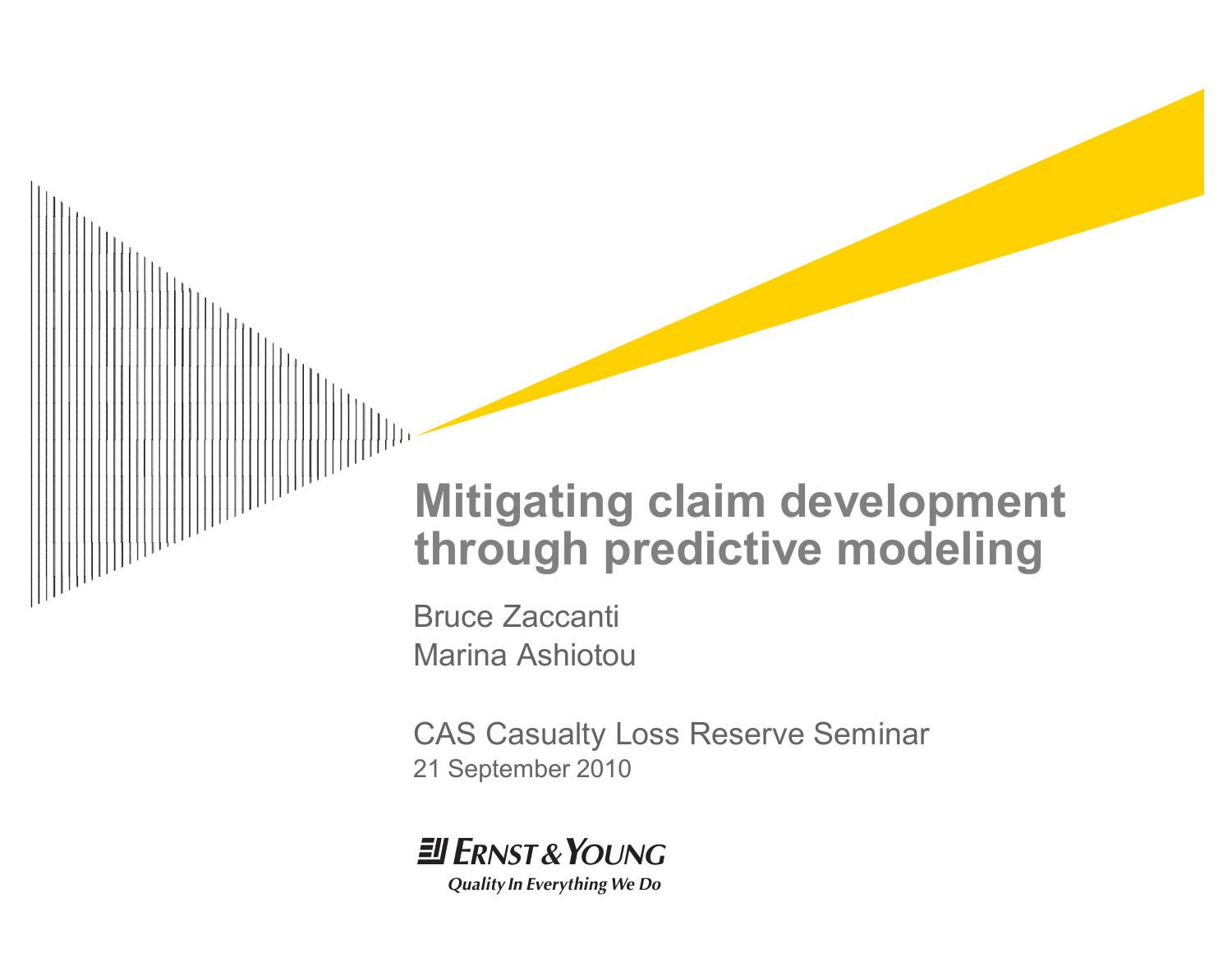# Mitigating claim development through predictive modeling

Bruce Zaccanti
Marina Ashiotou

CAS Casualty Loss Reserve Seminar
21 September 2010

Ernst & Young
*Quality In Everything We Do*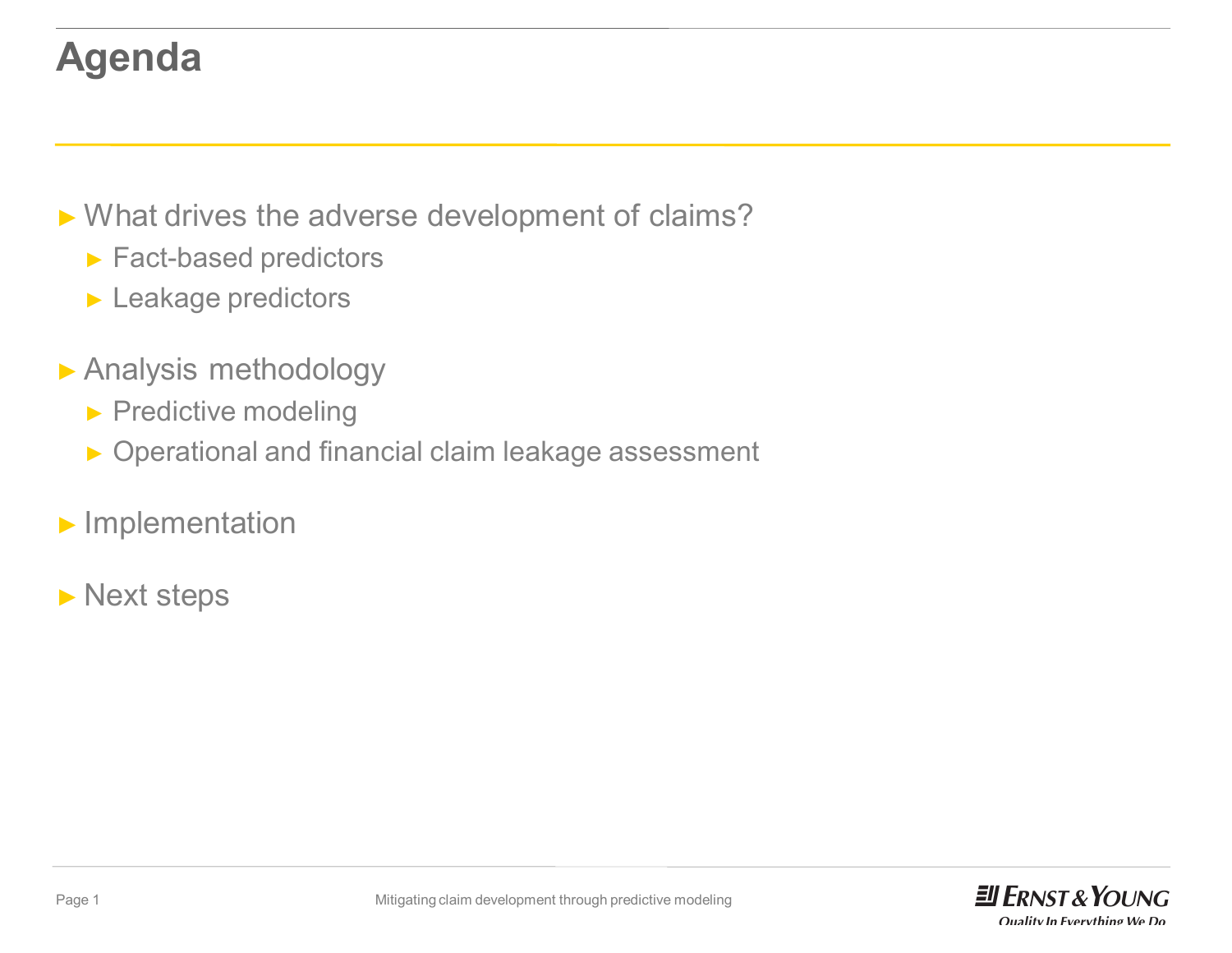# Agenda

- What drives the adverse development of claims?
  - Fact-based predictors
  - Leakage predictors
- Analysis methodology
  - Predictive modeling
  - Operational and financial claim leakage assessment
- Implementation
- Next steps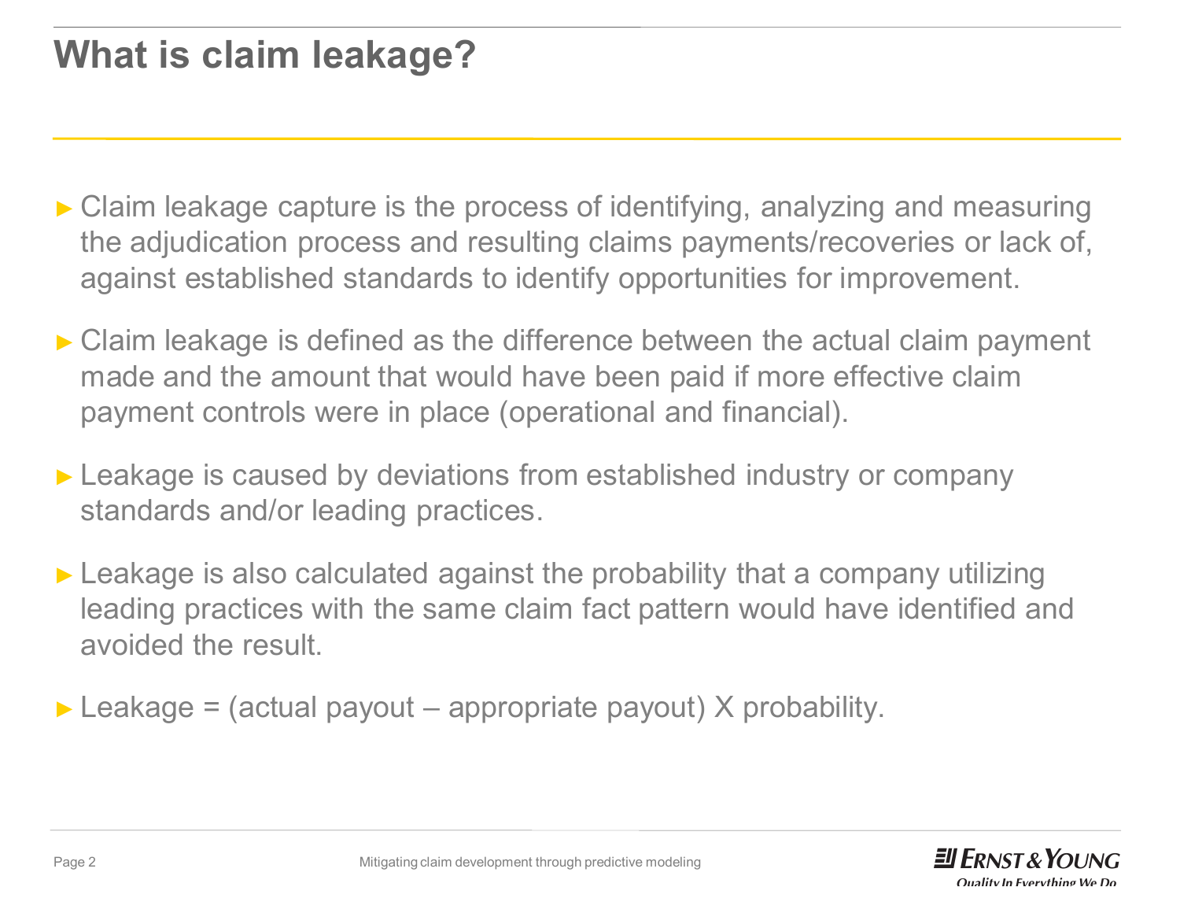# What is claim leakage?

- Claim leakage capture is the process of identifying, analyzing and measuring the adjudication process and resulting claims payments/recoveries or lack of, against established standards to identify opportunities for improvement.
- Claim leakage is defined as the difference between the actual claim payment made and the amount that would have been paid if more effective claim payment controls were in place (operational and financial).
- Leakage is caused by deviations from established industry or company standards and/or leading practices.
- Leakage is also calculated against the probability that a company utilizing leading practices with the same claim fact pattern would have identified and avoided the result.
- Leakage = (actual payout – appropriate payout) X probability.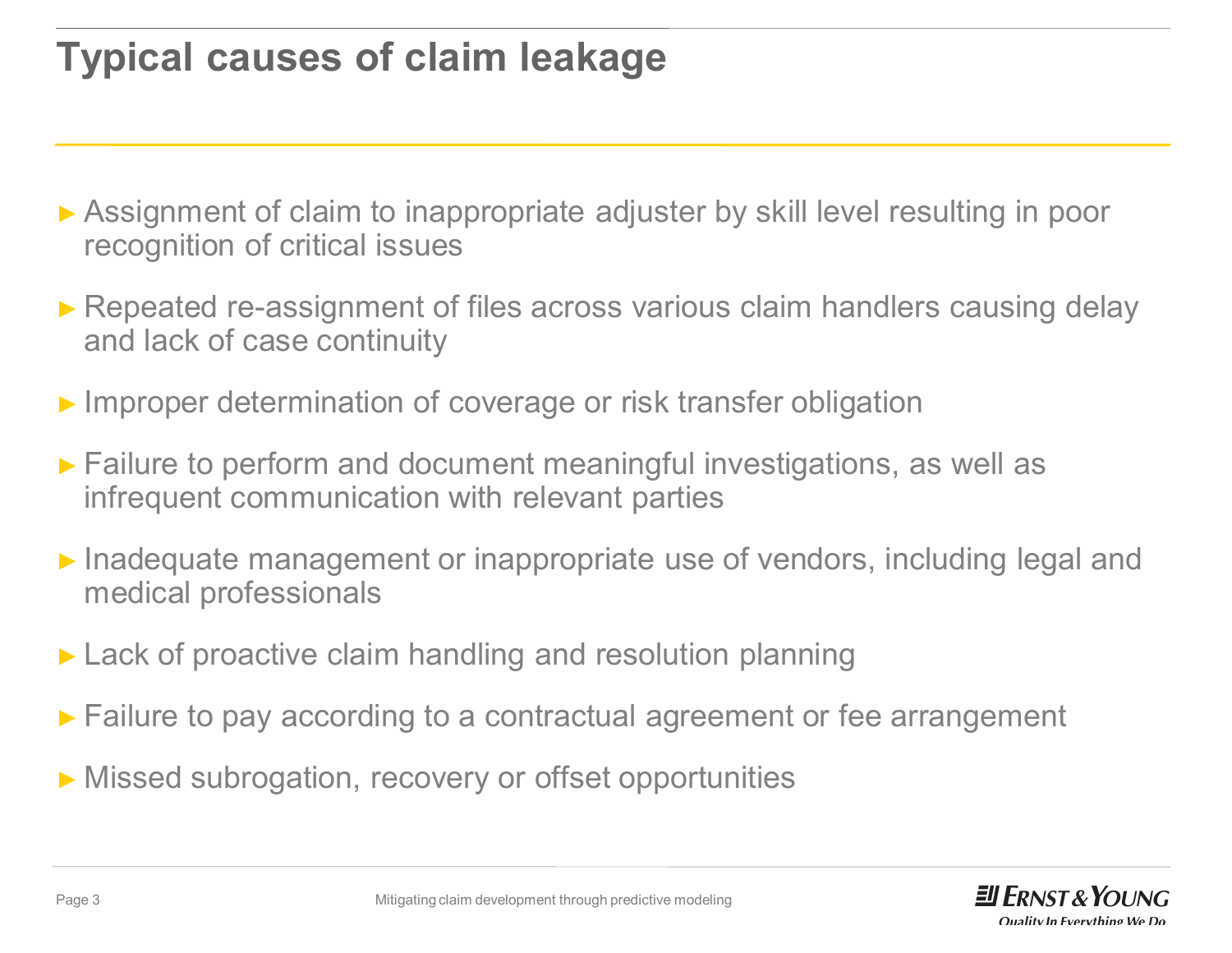# Typical causes of claim leakage

- Assignment of claim to inappropriate adjuster by skill level resulting in poor recognition of critical issues
- Repeated re-assignment of files across various claim handlers causing delay and lack of case continuity
- Improper determination of coverage or risk transfer obligation
- Failure to perform and document meaningful investigations, as well as infrequent communication with relevant parties
- Inadequate management or inappropriate use of vendors, including legal and medical professionals
- Lack of proactive claim handling and resolution planning
- Failure to pay according to a contractual agreement or fee arrangement
- Missed subrogation, recovery or offset opportunities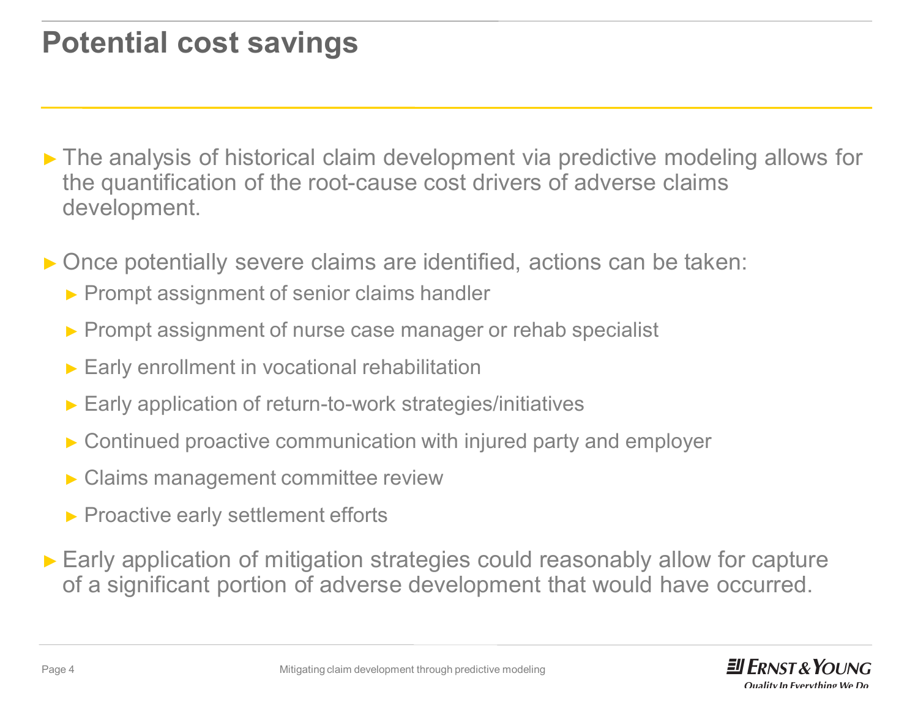# Potential cost savings

- The analysis of historical claim development via predictive modeling allows for the quantification of the root-cause cost drivers of adverse claims development.
- Once potentially severe claims are identified, actions can be taken:
  - Prompt assignment of senior claims handler
  - Prompt assignment of nurse case manager or rehab specialist
  - Early enrollment in vocational rehabilitation
  - Early application of return-to-work strategies/initiatives
  - Continued proactive communication with injured party and employer
  - Claims management committee review
  - Proactive early settlement efforts
- Early application of mitigation strategies could reasonably allow for capture of a significant portion of adverse development that would have occurred.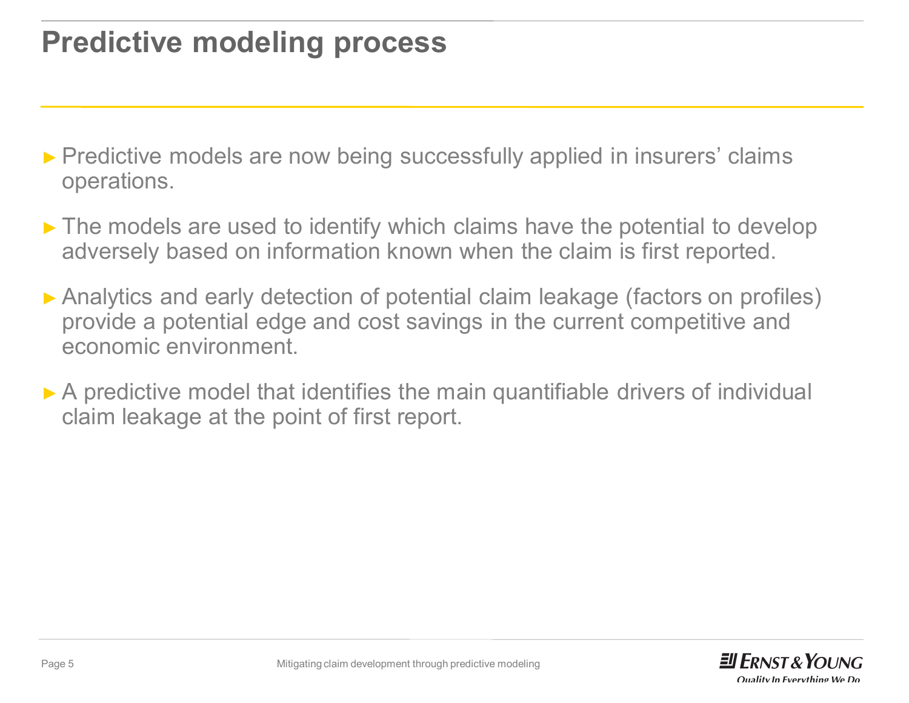# Predictive modeling process

- Predictive models are now being successfully applied in insurers' claims operations.
- The models are used to identify which claims have the potential to develop adversely based on information known when the claim is first reported.
- Analytics and early detection of potential claim leakage (factors on profiles) provide a potential edge and cost savings in the current competitive and economic environment.
- A predictive model that identifies the main quantifiable drivers of individual claim leakage at the point of first report.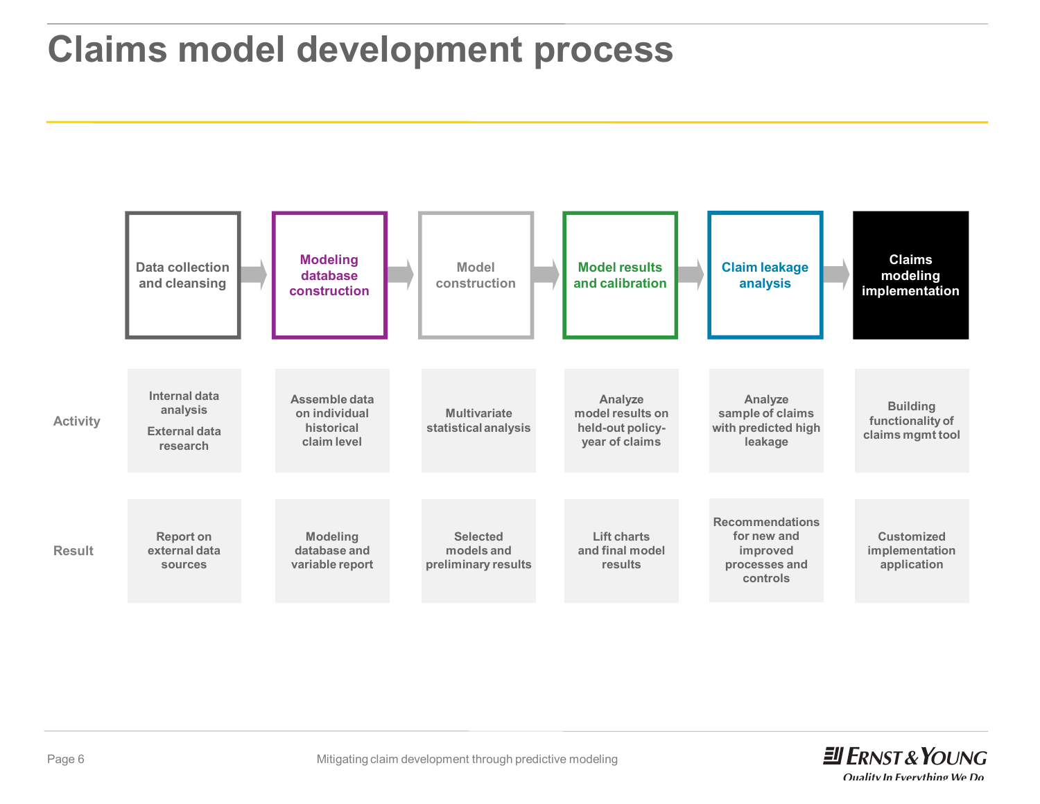# Claims model development process

| | Data collection and cleansing | Modeling database construction | Model construction | Model results and calibration | Claim leakage analysis | Claims modeling implementation |
|---|---|---|---|---|---|---|
| **Activity** | Internal data analysis<br><br>External data research | Assemble data on individual historical claim level | Multivariate statistical analysis | Analyze model results on held-out policy-year of claims | Analyze sample of claims with predicted high leakage | Building functionality of claims mgmt tool |
| **Result** | Report on external data sources | Modeling database and variable report | Selected models and preliminary results | Lift charts and final model results | Recommendations for new and improved processes and controls | Customized implementation application |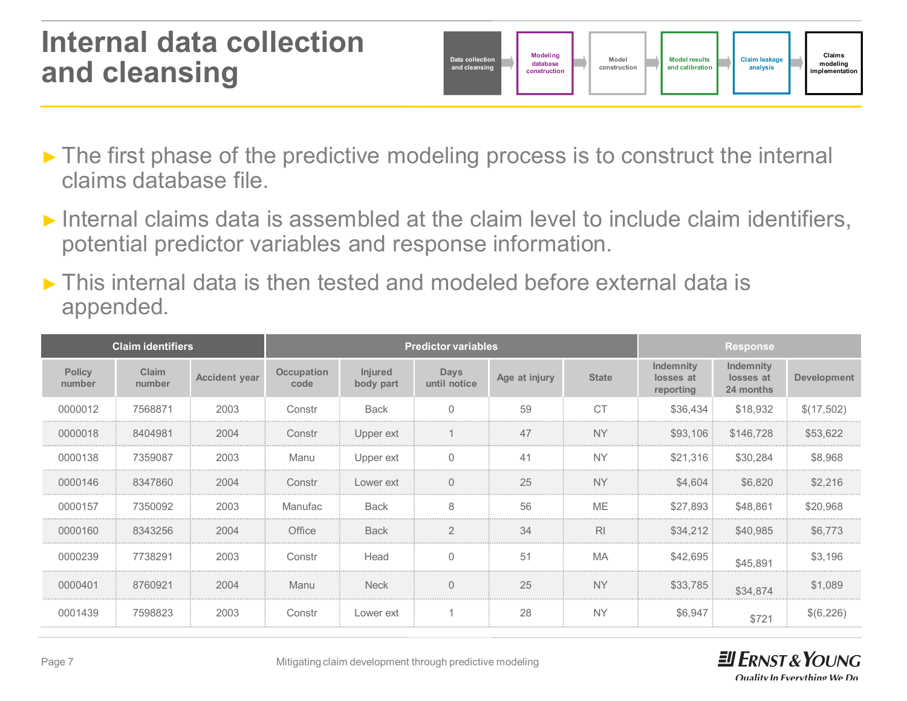# Internal data collection and cleansing

Data collection and cleansing → Modeling database construction → Model construction → Model results and calibration → Claim leakage analysis → Claims modeling implementation

- The first phase of the predictive modeling process is to construct the internal claims database file.
- Internal claims data is assembled at the claim level to include claim identifiers, potential predictor variables and response information.
- This internal data is then tested and modeled before external data is appended.

| Claim identifiers | | | Predictor variables | | | | | Response | | |
|---|---|---|---|---|---|---|---|---|---|---|
| Policy number | Claim number | Accident year | Occupation code | Injured body part | Days until notice | Age at injury | State | Indemnity losses at reporting | Indemnity losses at 24 months | Development |
| 0000012 | 7568871 | 2003 | Constr | Back | 0 | 59 | CT | $36,434 | $18,932 | $(17,502) |
| 0000018 | 8404981 | 2004 | Constr | Upper ext | 1 | 47 | NY | $93,106 | $146,728 | $53,622 |
| 0000138 | 7359087 | 2003 | Manu | Upper ext | 0 | 41 | NY | $21,316 | $30,284 | $8,968 |
| 0000146 | 8347860 | 2004 | Constr | Lower ext | 0 | 25 | NY | $4,604 | $6,820 | $2,216 |
| 0000157 | 7350092 | 2003 | Manufac | Back | 8 | 56 | ME | $27,893 | $48,861 | $20,968 |
| 0000160 | 8343256 | 2004 | Office | Back | 2 | 34 | RI | $34,212 | $40,985 | $6,773 |
| 0000239 | 7738291 | 2003 | Constr | Head | 0 | 51 | MA | $42,695 | $45,891 | $3,196 |
| 0000401 | 8760921 | 2004 | Manu | Neck | 0 | 25 | NY | $33,785 | $34,874 | $1,089 |
| 0001439 | 7598823 | 2003 | Constr | Lower ext | 1 | 28 | NY | $6,947 | $721 | $(6,226) |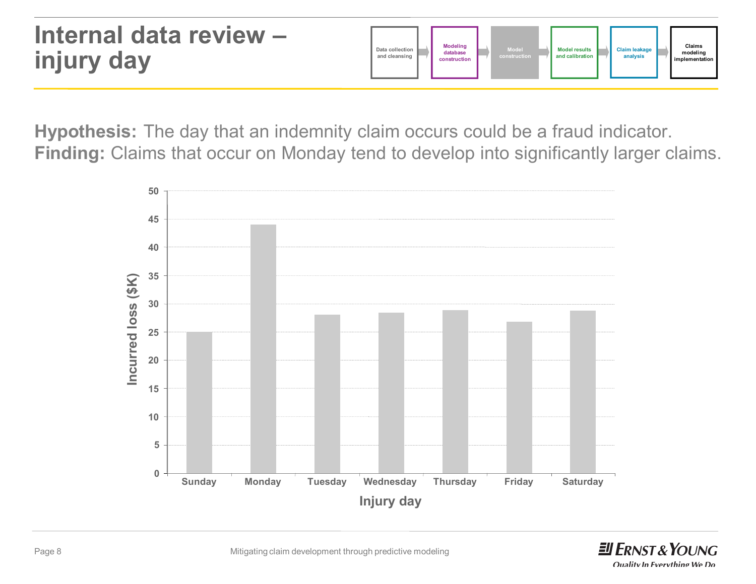# Internal data review – injury day

Data collection and cleansing → Modeling database construction → Model construction → Model results and calibration → Claim leakage analysis → Claims modeling implementation

**Hypothesis:** The day that an indemnity claim occurs could be a fraud indicator.
**Finding:** Claims that occur on Monday tend to develop into significantly larger claims.

| Injury day | Incurred loss ($K) |
|---|---|
| Sunday | 25 |
| Monday | 44 |
| Tuesday | 28 |
| Wednesday | 28.5 |
| Thursday | 29 |
| Friday | 27 |
| Saturday | 29 |

Mitigating claim development through predictive modeling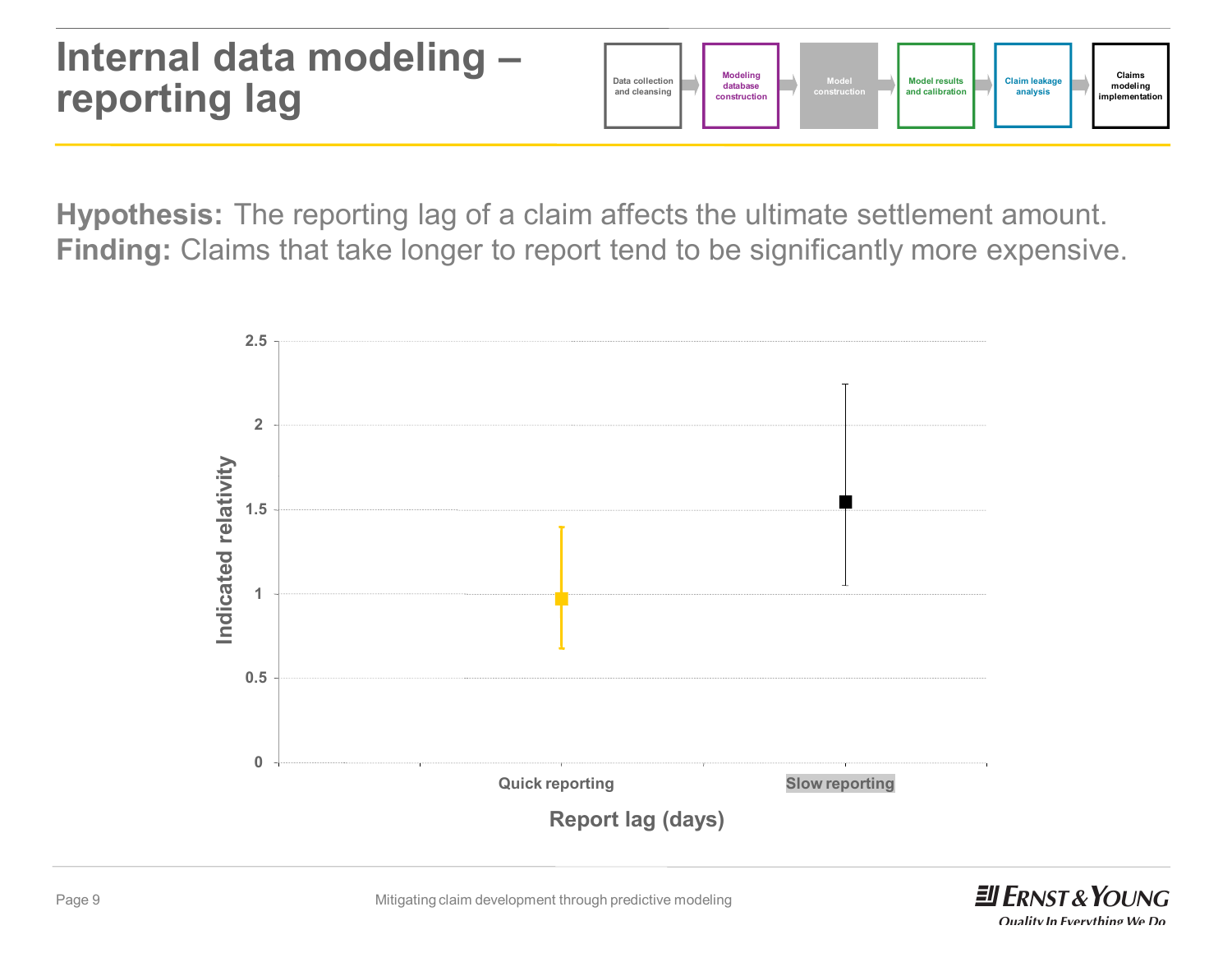# Internal data modeling – reporting lag

Data collection and cleansing → Modeling database construction → Model construction → Model results and calibration → Claim leakage analysis → Claims modeling implementation

**Hypothesis:** The reporting lag of a claim affects the ultimate settlement amount.
**Finding:** Claims that take longer to report tend to be significantly more expensive.

Indicated relativity

2.5
2
1.5
1
0.5
0

Quick reporting
Slow reporting

Report lag (days)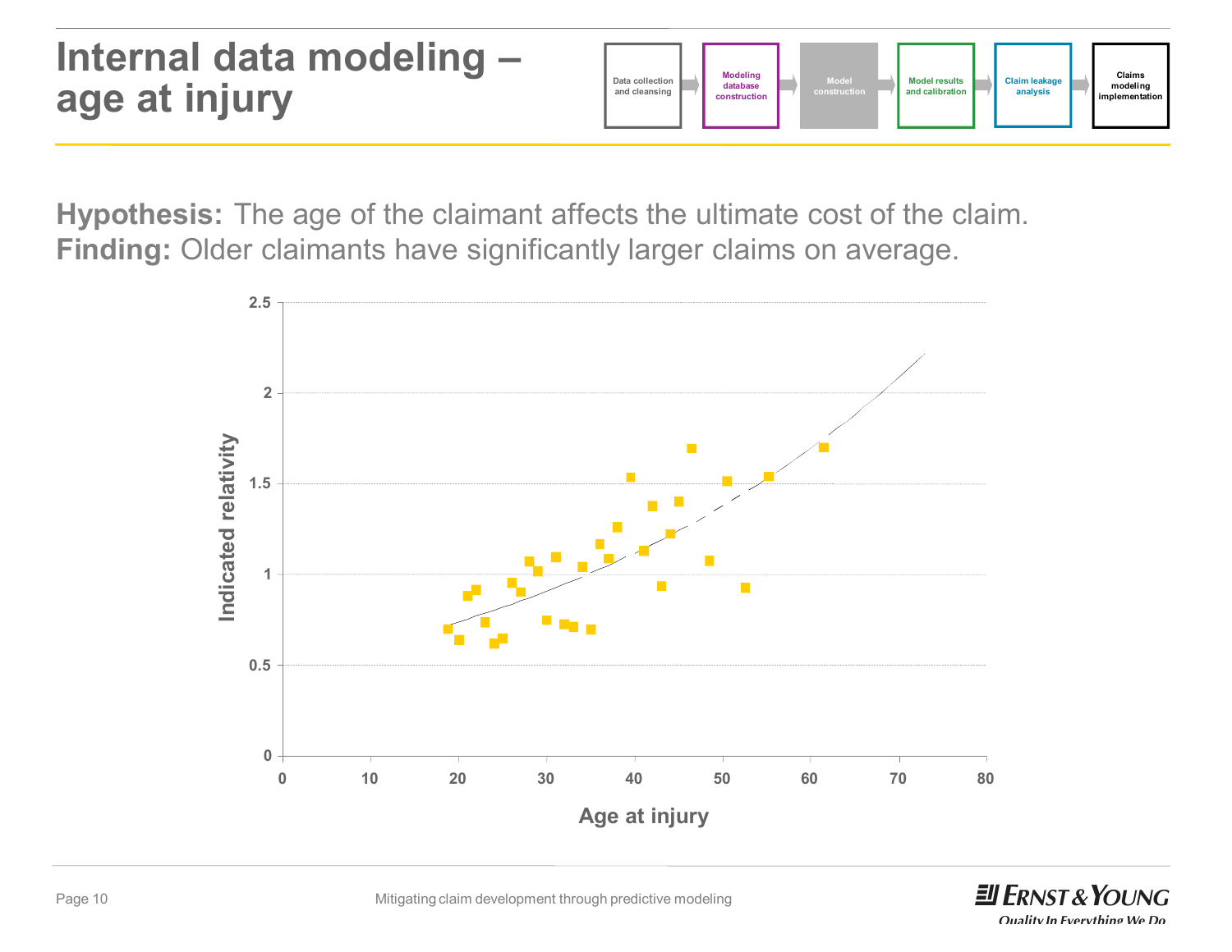# Internal data modeling – age at injury

Data collection and cleansing → Modeling database construction → Model construction → Model results and calibration → Claim leakage analysis → Claims modeling implementation

**Hypothesis:** The age of the claimant affects the ultimate cost of the claim.
**Finding:** Older claimants have significantly larger claims on average.

Indicated relativity

Age at injury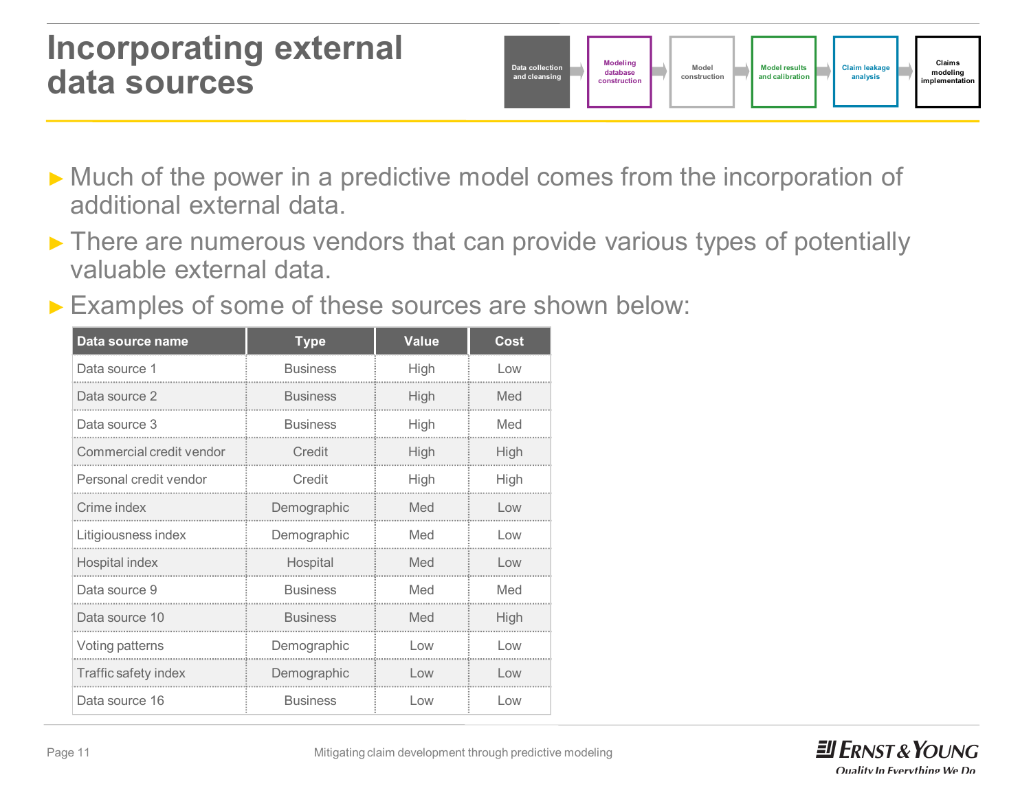# Incorporating external data sources

Data collection and cleansing → Modeling database construction → Model construction → Model results and calibration → Claim leakage analysis → Claims modeling implementation

- Much of the power in a predictive model comes from the incorporation of additional external data.
- There are numerous vendors that can provide various types of potentially valuable external data.
- Examples of some of these sources are shown below:

| Data source name | Type | Value | Cost |
| --- | --- | --- | --- |
| Data source 1 | Business | High | Low |
| Data source 2 | Business | High | Med |
| Data source 3 | Business | High | Med |
| Commercial credit vendor | Credit | High | High |
| Personal credit vendor | Credit | High | High |
| Crime index | Demographic | Med | Low |
| Litigiousness index | Demographic | Med | Low |
| Hospital index | Hospital | Med | Low |
| Data source 9 | Business | Med | Med |
| Data source 10 | Business | Med | High |
| Voting patterns | Demographic | Low | Low |
| Traffic safety index | Demographic | Low | Low |
| Data source 16 | Business | Low | Low |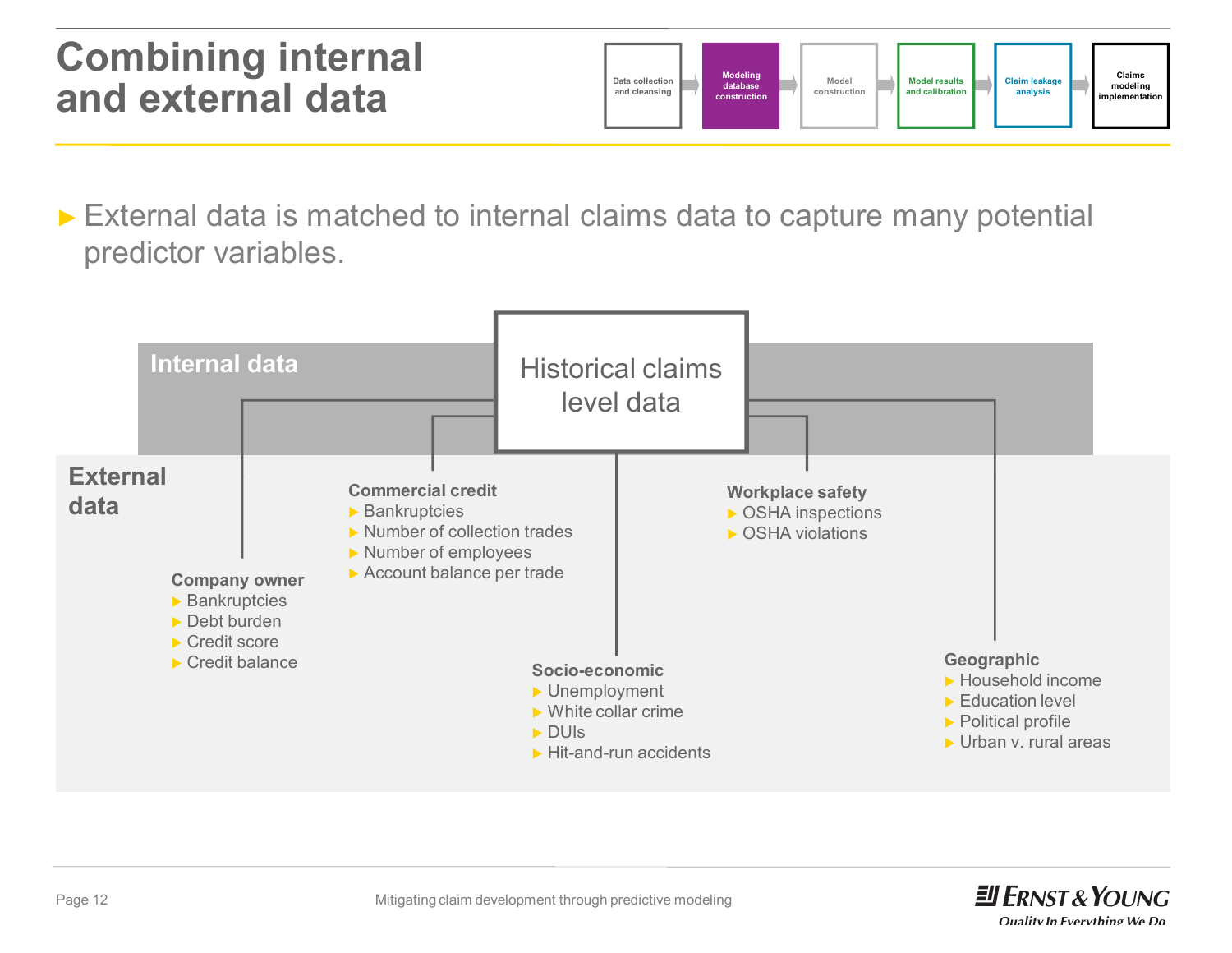# Combining internal and external data

Data collection and cleansing → **Modeling database construction** → Model construction → Model results and calibration → Claim leakage analysis → Claims modeling implementation

- External data is matched to internal claims data to capture many potential predictor variables.

**Internal data**

Historical claims level data

**External data**

**Company owner**
- Bankruptcies
- Debt burden
- Credit score
- Credit balance

**Commercial credit**
- Bankruptcies
- Number of collection trades
- Number of employees
- Account balance per trade

**Socio-economic**
- Unemployment
- White collar crime
- DUIs
- Hit-and-run accidents

**Workplace safety**
- OSHA inspections
- OSHA violations

**Geographic**
- Household income
- Education level
- Political profile
- Urban v. rural areas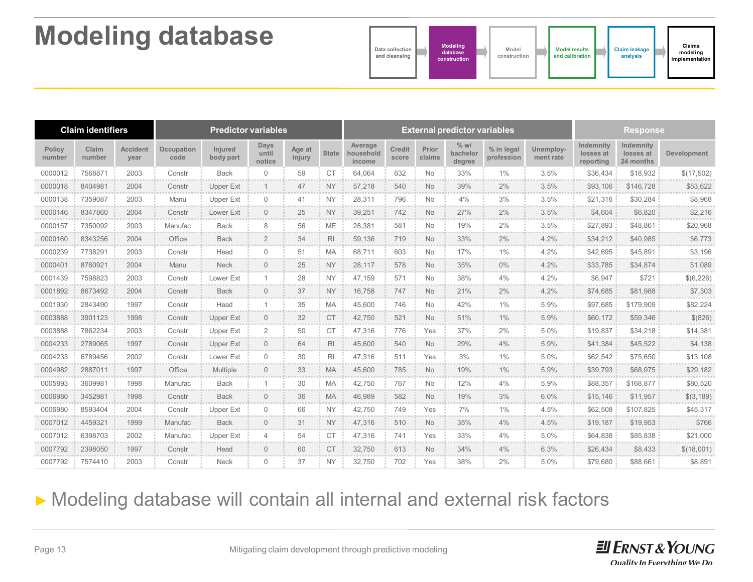# Modeling database

Data collection and cleansing → **Modeling database construction** → Model construction → Model results and calibration → Claim leakage analysis → Claims modeling implementation

| Claim identifiers | | | Predictor variables | | | | | External predictor variables | | | | | Response | | |
|---|---|---|---|---|---|---|---|---|---|---|---|---|---|---|---|
| Policy number | Claim number | Accident year | Occupation code | Injured body part | Days until notice | Age at injury | State | Average household income | Credit score | Prior claims | % w/ bachelor degree | % in legal profession | Unemploy-ment rate | Indemnity losses at reporting | Indemnity losses at 24 months | Development |
| 0000012 | 7568871 | 2003 | Constr | Back | 0 | 59 | CT | 64,064 | 632 | No | 33% | 1% | 3.5% | $36,434 | $18,932 | $(17,502) |
| 0000018 | 8404981 | 2004 | Constr | Upper Ext | 1 | 47 | NY | 57,218 | 540 | No | 39% | 2% | 3.5% | $93,106 | $146,728 | $53,622 |
| 0000138 | 7359087 | 2003 | Manu | Upper Ext | 0 | 41 | NY | 28,311 | 796 | No | 4% | 3% | 3.5% | $21,316 | $30,284 | $8,968 |
| 0000146 | 8347860 | 2004 | Constr | Lower Ext | 0 | 25 | NY | 39,251 | 742 | No | 27% | 2% | 3.5% | $4,604 | $6,820 | $2,216 |
| 0000157 | 7350092 | 2003 | Manufac | Back | 8 | 56 | ME | 28,381 | 581 | No | 19% | 2% | 3.5% | $27,893 | $48,861 | $20,968 |
| 0000160 | 8343256 | 2004 | Office | Back | 2 | 34 | RI | 59,136 | 719 | No | 33% | 2% | 4.2% | $34,212 | $40,985 | $6,773 |
| 0000239 | 7738291 | 2003 | Constr | Head | 0 | 51 | MA | 68,711 | 603 | No | 17% | 1% | 4.2% | $42,695 | $45,891 | $3,196 |
| 0000401 | 8760921 | 2004 | Manu | Neck | 0 | 25 | NY | 28,117 | 578 | No | 35% | 0% | 4.2% | $33,785 | $34,874 | $1,089 |
| 0001439 | 7598823 | 2003 | Constr | Lower Ext | 1 | 28 | NY | 47,159 | 571 | No | 38% | 4% | 4.2% | $6,947 | $721 | $(6,226) |
| 0001892 | 8673492 | 2004 | Constr | Back | 0 | 37 | NY | 16,758 | 747 | No | 21% | 2% | 4.2% | $74,685 | $81,988 | $7,303 |
| 0001930 | 2843490 | 1997 | Constr | Head | 1 | 35 | MA | 45,600 | 746 | No | 42% | 1% | 5.9% | $97,685 | $179,909 | $82,224 |
| 0003888 | 3901123 | 1998 | Constr | Upper Ext | 0 | 32 | CT | 42,750 | 521 | No | 51% | 1% | 5.9% | $60,172 | $59,346 | $(826) |
| 0003888 | 7862234 | 2003 | Constr | Upper Ext | 2 | 50 | CT | 47,316 | 776 | Yes | 37% | 2% | 5.0% | $19,837 | $34,218 | $14,381 |
| 0004233 | 2789065 | 1997 | Constr | Upper Ext | 0 | 64 | RI | 45,600 | 540 | No | 29% | 4% | 5.9% | $41,384 | $45,522 | $4,138 |
| 0004233 | 6789456 | 2002 | Constr | Lower Ext | 0 | 30 | RI | 47,316 | 511 | Yes | 3% | 1% | 5.0% | $62,542 | $75,650 | $13,108 |
| 0004982 | 2887011 | 1997 | Office | Multiple | 0 | 33 | MA | 45,600 | 785 | No | 19% | 1% | 5.9% | $39,793 | $68,975 | $29,182 |
| 0005893 | 3609981 | 1998 | Manufac | Back | 1 | 30 | MA | 42,750 | 767 | No | 12% | 4% | 5.9% | $88,357 | $168,877 | $80,520 |
| 0006980 | 3452981 | 1998 | Constr | Back | 0 | 36 | MA | 46,989 | 582 | No | 19% | 3% | 6.0% | $15,146 | $11,957 | $(3,189) |
| 0006980 | 8593404 | 2004 | Constr | Upper Ext | 0 | 66 | NY | 42,750 | 749 | Yes | 7% | 1% | 4.5% | $62,508 | $107,825 | $45,317 |
| 0007012 | 4459321 | 1999 | Manufac | Back | 0 | 31 | NY | 47,316 | 510 | No | 35% | 4% | 4.5% | $19,187 | $19,953 | $766 |
| 0007012 | 6398703 | 2002 | Manufac | Upper Ext | 4 | 54 | CT | 47,316 | 741 | Yes | 33% | 4% | 5.0% | $64,838 | $85,838 | $21,000 |
| 0007792 | 2398050 | 1997 | Constr | Head | 0 | 60 | CT | 32,750 | 613 | No | 34% | 4% | 6.3% | $26,434 | $8,433 | $(18,001) |
| 0007792 | 7574410 | 2003 | Constr | Neck | 0 | 37 | NY | 32,750 | 702 | Yes | 38% | 2% | 5.0% | $79,680 | $88,661 | $8,891 |

► Modeling database will contain all internal and external risk factors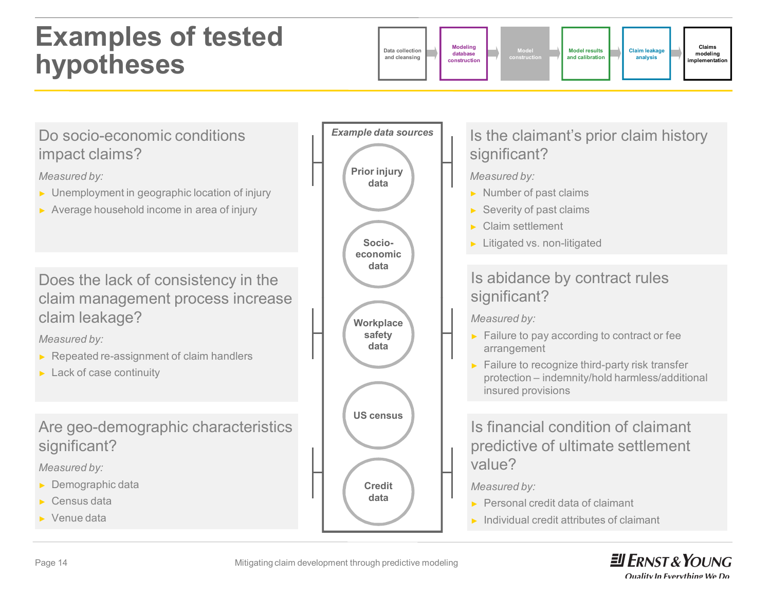# Examples of tested hypotheses

Data collection and cleansing → Modeling database construction → Model construction → Model results and calibration → Claim leakage analysis → Claims modeling implementation

## Do socio-economic conditions impact claims?

*Measured by:*

- Unemployment in geographic location of injury
- Average household income in area of injury

## Does the lack of consistency in the claim management process increase claim leakage?

*Measured by:*

- Repeated re-assignment of claim handlers
- Lack of case continuity

## Are geo-demographic characteristics significant?

*Measured by:*

- Demographic data
- Census data
- Venue data

***Example data sources***

- Prior injury data
- Socio-economic data
- Workplace safety data
- US census
- Credit data

## Is the claimant's prior claim history significant?

*Measured by:*

- Number of past claims
- Severity of past claims
- Claim settlement
- Litigated vs. non-litigated

## Is abidance by contract rules significant?

*Measured by:*

- Failure to pay according to contract or fee arrangement
- Failure to recognize third-party risk transfer protection – indemnity/hold harmless/additional insured provisions

## Is financial condition of claimant predictive of ultimate settlement value?

*Measured by:*

- Personal credit data of claimant
- Individual credit attributes of claimant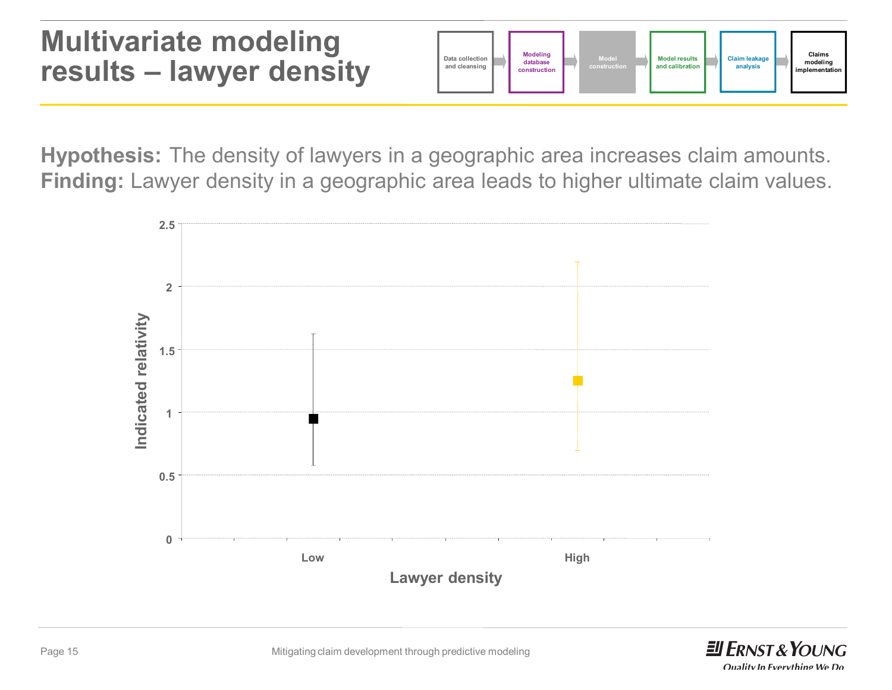# Multivariate modeling results – lawyer density

Data collection and cleansing → Modeling database construction → Model construction → Model results and calibration → Claim leakage analysis → Claims modeling implementation

**Hypothesis:** The density of lawyers in a geographic area increases claim amounts.
**Finding:** Lawyer density in a geographic area leads to higher ultimate claim values.

Indicated relativity

2.5
2
1.5
1
0.5
0

Low
High

Lawyer density

Mitigating claim development through predictive modeling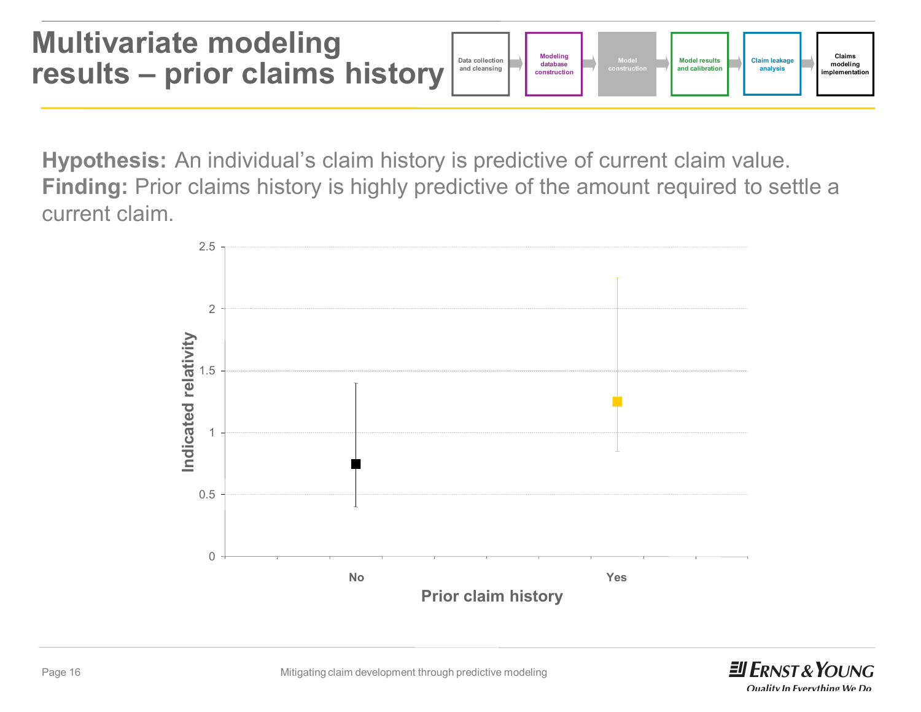# Multivariate modeling results – prior claims history

Data collection and cleansing → Modeling database construction → Model construction → Model results and calibration → Claim leakage analysis → Claims modeling implementation

**Hypothesis:** An individual's claim history is predictive of current claim value.
**Finding:** Prior claims history is highly predictive of the amount required to settle a current claim.

| Prior claim history | Indicated relativity | Lower bound | Upper bound |
|---|---|---|---|
| No | 0.75 | 0.4 | 1.4 |
| Yes | 1.25 | 0.85 | 2.25 |

Mitigating claim development through predictive modeling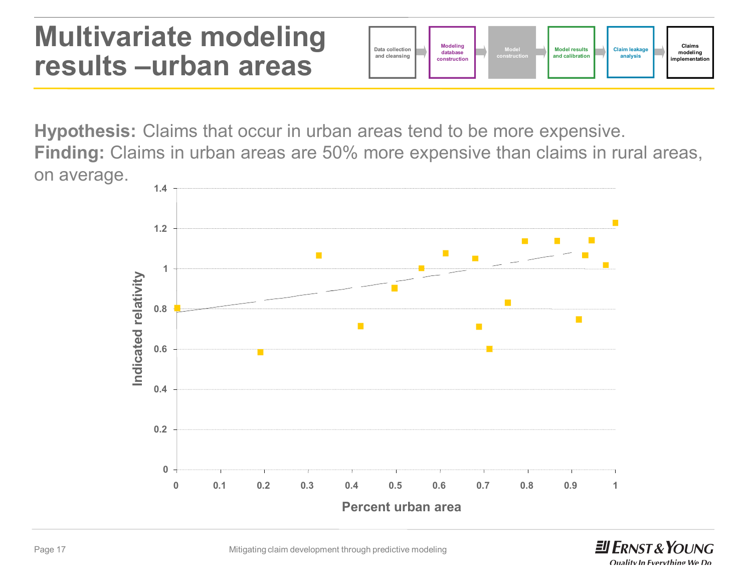# Multivariate modeling results –urban areas

Data collection and cleansing → Modeling database construction → Model construction → Model results and calibration → Claim leakage analysis → Claims modeling implementation

**Hypothesis:** Claims that occur in urban areas tend to be more expensive.
**Finding:** Claims in urban areas are 50% more expensive than claims in rural areas, on average.

Indicated relativity (y-axis: 0 to 1.4) vs. Percent urban area (x-axis: 0 to 1)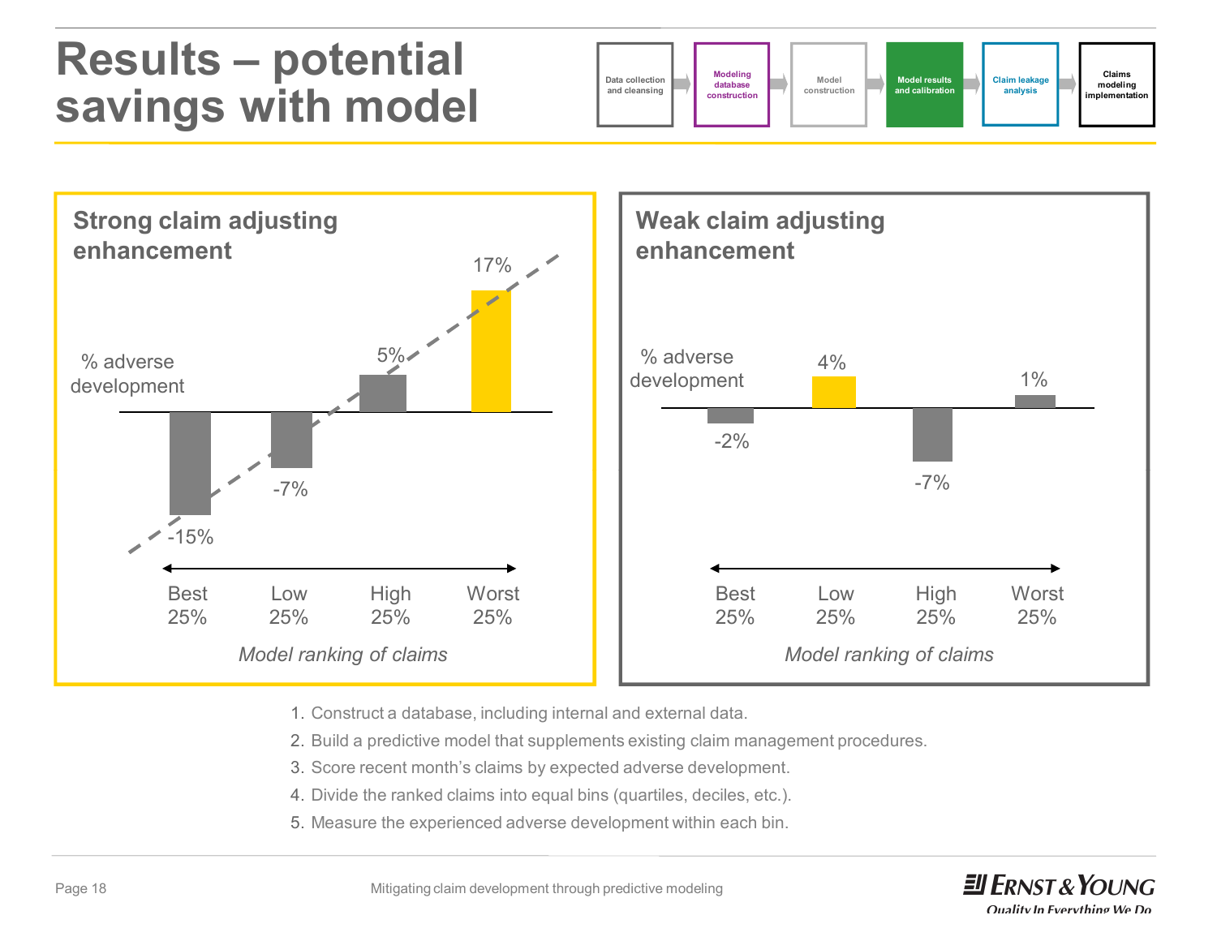# Results – potential savings with model

Data collection and cleansing → Modeling database construction → Model construction → **Model results and calibration** → Claim leakage analysis → Claims modeling implementation

## Strong claim adjusting enhancement

% adverse development

| Model ranking of claims | Best 25% | Low 25% | High 25% | Worst 25% |
|---|---|---|---|---|
| % adverse development | -15% | -7% | 5% | 17% |

*Model ranking of claims*

## Weak claim adjusting enhancement

% adverse development

| Model ranking of claims | Best 25% | Low 25% | High 25% | Worst 25% |
|---|---|---|---|---|
| % adverse development | -2% | 4% | -7% | 1% |

*Model ranking of claims*

1. Construct a database, including internal and external data.
2. Build a predictive model that supplements existing claim management procedures.
3. Score recent month's claims by expected adverse development.
4. Divide the ranked claims into equal bins (quartiles, deciles, etc.).
5. Measure the experienced adverse development within each bin.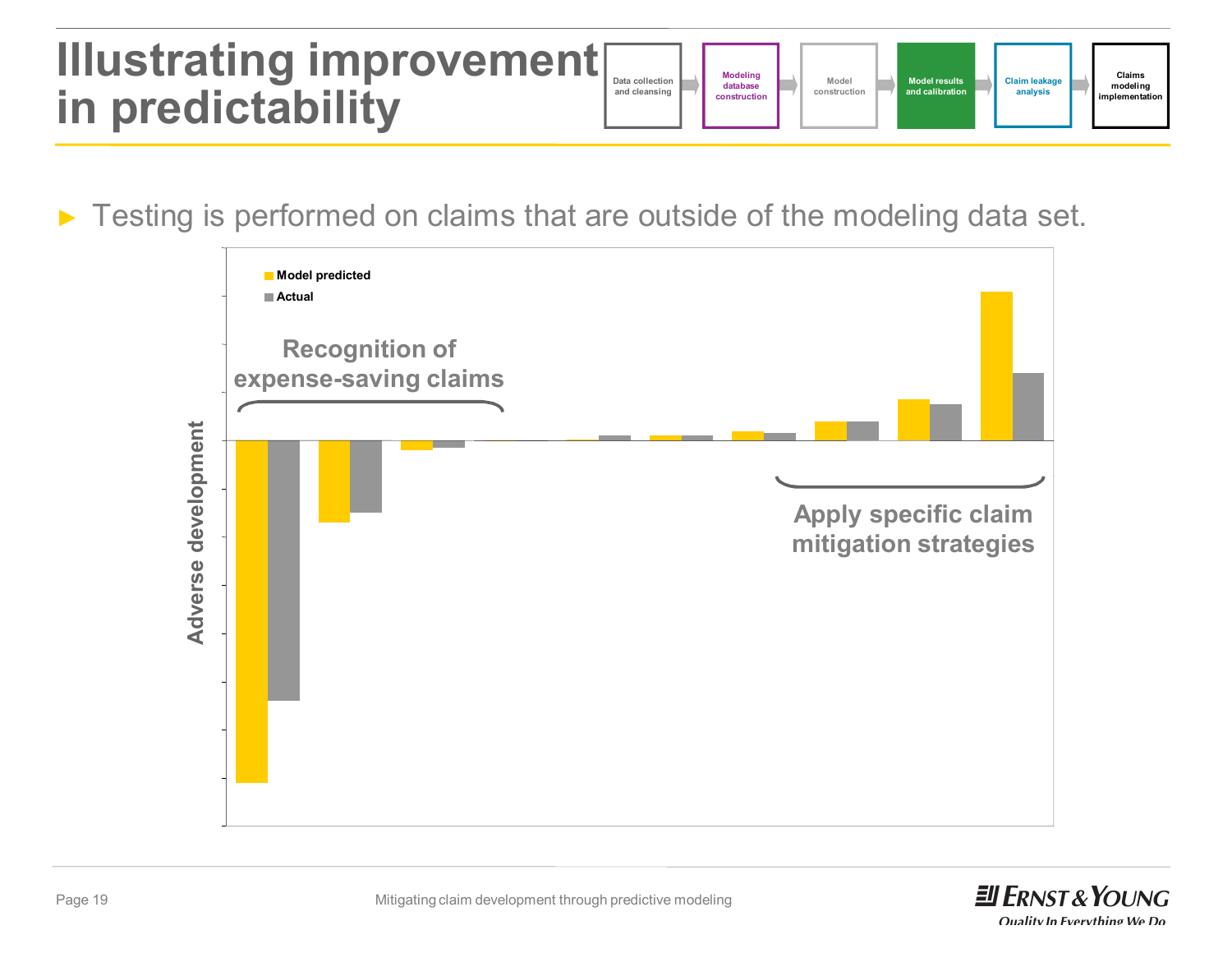# Illustrating improvement in predictability

Data collection and cleansing → Modeling database construction → Model construction → Model results and calibration → Claim leakage analysis → Claims modeling implementation

► Testing is performed on claims that are outside of the modeling data set.

Model predicted

Actual

Recognition of expense-saving claims

Apply specific claim mitigation strategies

Adverse development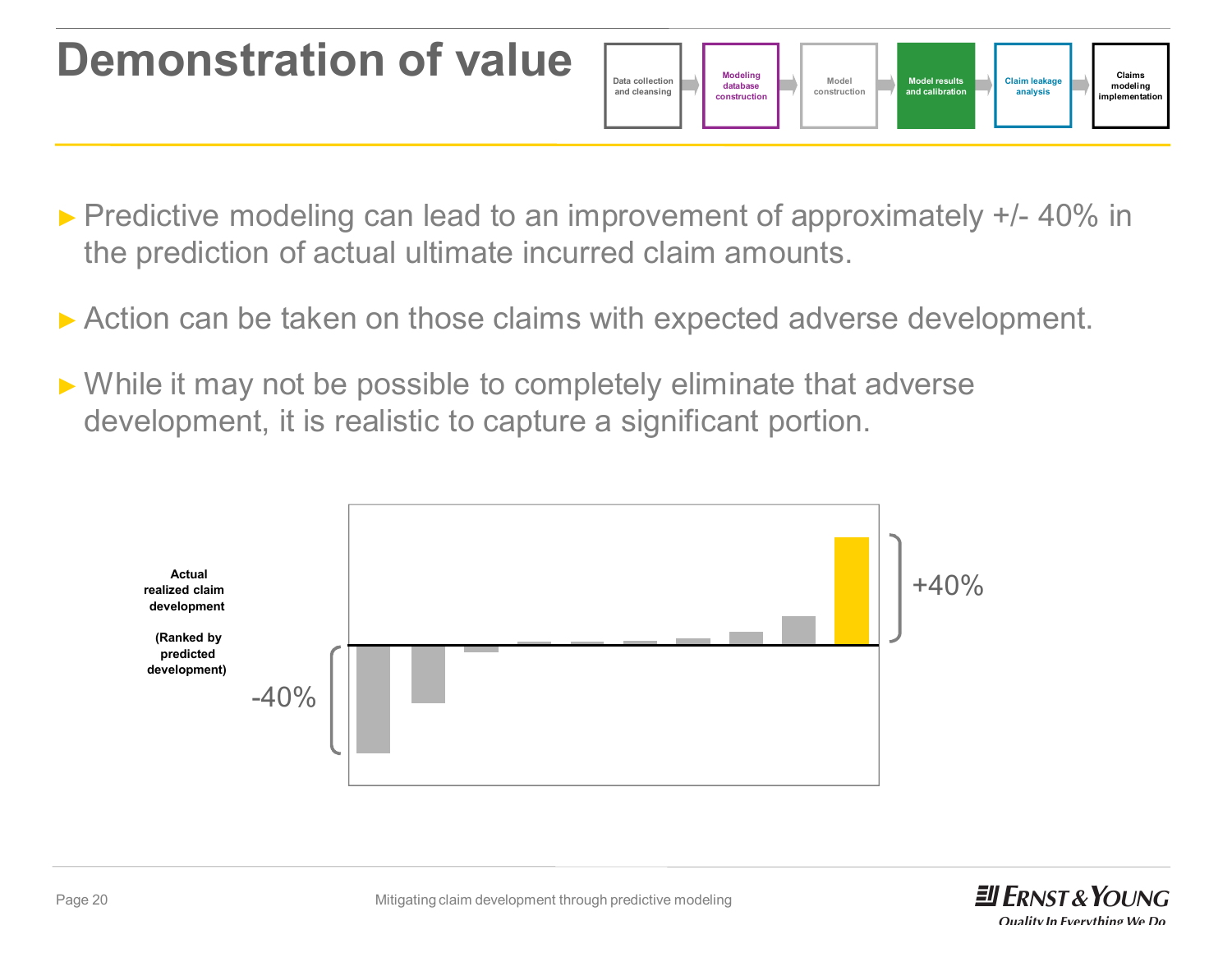# Demonstration of value

Data collection and cleansing → Modeling database construction → Model construction → **Model results and calibration** → Claim leakage analysis → Claims modeling implementation

- Predictive modeling can lead to an improvement of approximately +/- 40% in the prediction of actual ultimate incurred claim amounts.
- Action can be taken on those claims with expected adverse development.
- While it may not be possible to completely eliminate that adverse development, it is realistic to capture a significant portion.

**Actual realized claim development**

**(Ranked by predicted development)**

-40%

+40%

Mitigating claim development through predictive modeling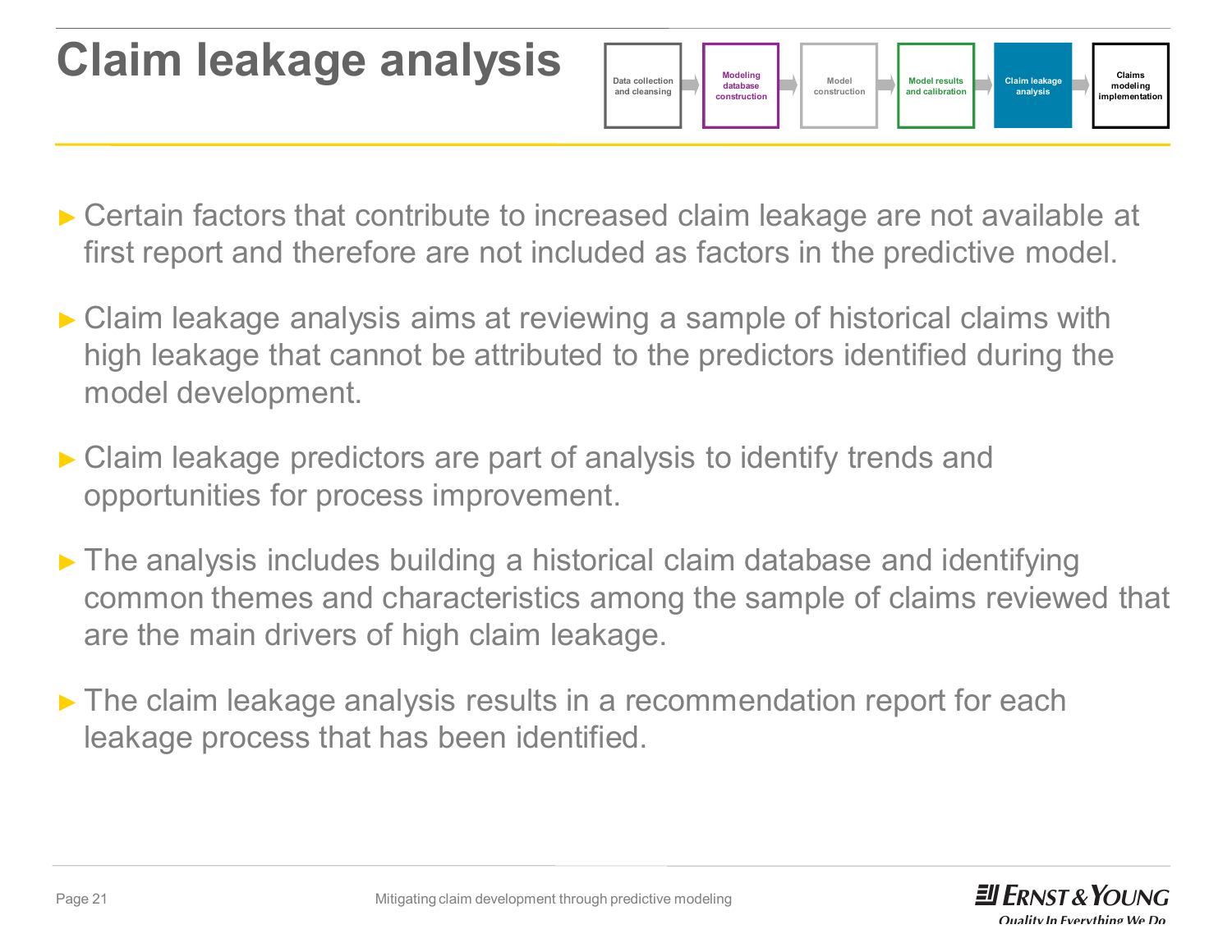# Claim leakage analysis

Data collection and cleansing → Modeling database construction → Model construction → Model results and calibration → Claim leakage analysis → Claims modeling implementation

- Certain factors that contribute to increased claim leakage are not available at first report and therefore are not included as factors in the predictive model.
- Claim leakage analysis aims at reviewing a sample of historical claims with high leakage that cannot be attributed to the predictors identified during the model development.
- Claim leakage predictors are part of analysis to identify trends and opportunities for process improvement.
- The analysis includes building a historical claim database and identifying common themes and characteristics among the sample of claims reviewed that are the main drivers of high claim leakage.
- The claim leakage analysis results in a recommendation report for each leakage process that has been identified.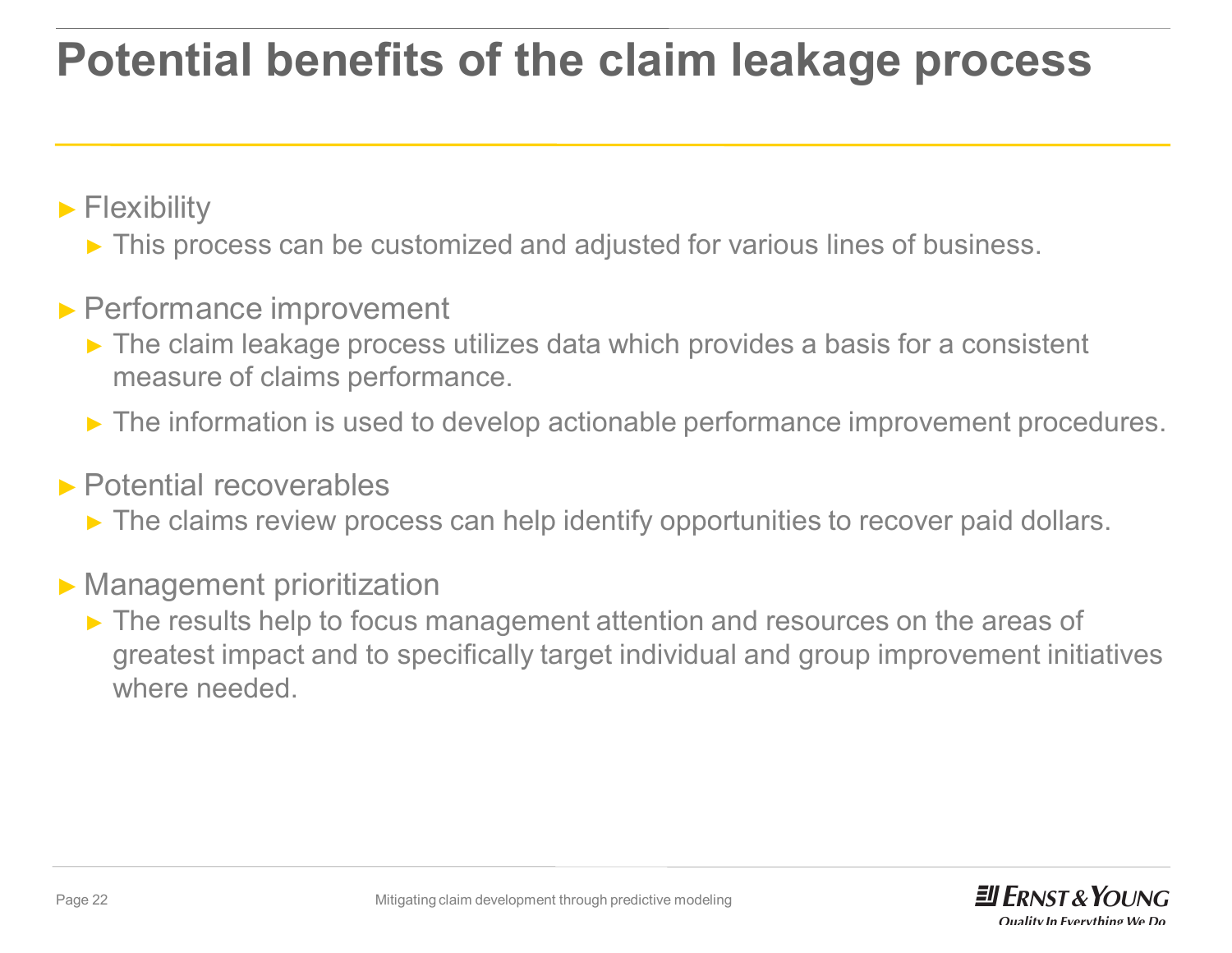# Potential benefits of the claim leakage process

- Flexibility
  - This process can be customized and adjusted for various lines of business.
- Performance improvement
  - The claim leakage process utilizes data which provides a basis for a consistent measure of claims performance.
  - The information is used to develop actionable performance improvement procedures.
- Potential recoverables
  - The claims review process can help identify opportunities to recover paid dollars.
- Management prioritization
  - The results help to focus management attention and resources on the areas of greatest impact and to specifically target individual and group improvement initiatives where needed.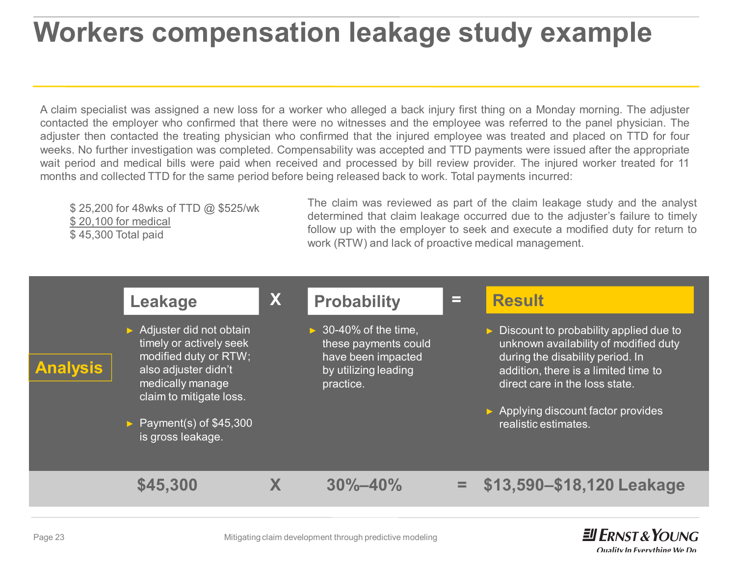# Workers compensation leakage study example

A claim specialist was assigned a new loss for a worker who alleged a back injury first thing on a Monday morning. The adjuster contacted the employer who confirmed that there were no witnesses and the employee was referred to the panel physician. The adjuster then contacted the treating physician who confirmed that the injured employee was treated and placed on TTD for four weeks. No further investigation was completed. Compensability was accepted and TTD payments were issued after the appropriate wait period and medical bills were paid when received and processed by bill review provider. The injured worker treated for 11 months and collected TTD for the same period before being released back to work. Total payments incurred:

$ 25,200 for 48wks of TTD @ $525/wk
$ 20,100 for medical
$ 45,300 Total paid

The claim was reviewed as part of the claim leakage study and the analyst determined that claim leakage occurred due to the adjuster's failure to timely follow up with the employer to seek and execute a modified duty for return to work (RTW) and lack of proactive medical management.

| | Leakage | X | Probability | = | Result |
|---|---|---|---|---|---|
| **Analysis** | ► Adjuster did not obtain timely or actively seek modified duty or RTW; also adjuster didn't medically manage claim to mitigate loss.<br>► Payment(s) of $45,300 is gross leakage. | | ► 30-40% of the time, these payments could have been impacted by utilizing leading practice. | | ► Discount to probability applied due to unknown availability of modified duty during the disability period. In addition, there is a limited time to direct care in the loss state.<br>► Applying discount factor provides realistic estimates. |
| | **$45,300** | **X** | **30%–40%** | **=** | **$13,590–$18,120 Leakage** |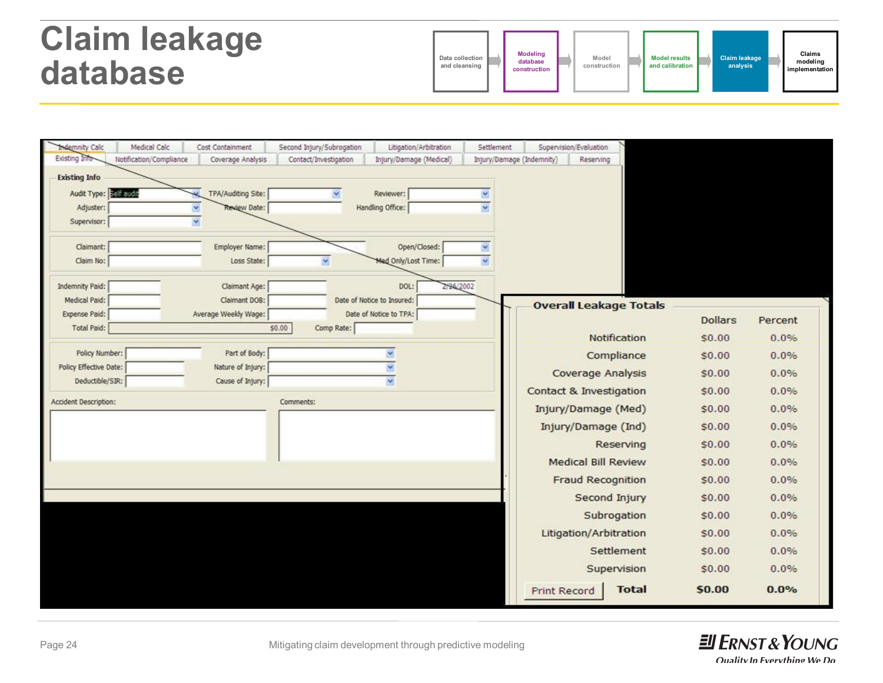# Claim leakage database

Data collection and cleansing → Modeling database construction → Model construction → Model results and calibration → **Claim leakage analysis** → Claims modeling implementation

Indemnity Calc | Medical Calc | Cost Containment | Second Injury/Subrogation | Litigation/Arbitration | Settlement | Supervision/Evaluation
Existing Info | Notification/Compliance | Coverage Analysis | Contact/Investigation | Injury/Damage (Medical) | Injury/Damage (Indemnity) | Reserving

**Existing Info**

Audit Type: Self audit | TPA/Auditing Site: | Reviewer:
Adjuster: | Review Date: | Handling Office:
Supervisor:

Claimant: | Employer Name: | Open/Closed:
Claim No: | Loss State: | Med Only/Lost Time:

Indemnity Paid: | Claimant Age: | DOL: 2/26/2002
Medical Paid: | Claimant DOB: | Date of Notice to Insured:
Expense Paid: | Average Weekly Wage: | Date of Notice to TPA:
Total Paid: $0.00 | Comp Rate:

Policy Number: | Part of Body:
Policy Effective Date: | Nature of Injury:
Deductible/SIR: | Cause of Injury:

Accident Description: | Comments:

**Overall Leakage Totals**

| | Dollars | Percent |
|---|---|---|
| Notification | $0.00 | 0.0% |
| Compliance | $0.00 | 0.0% |
| Coverage Analysis | $0.00 | 0.0% |
| Contact & Investigation | $0.00 | 0.0% |
| Injury/Damage (Med) | $0.00 | 0.0% |
| Injury/Damage (Ind) | $0.00 | 0.0% |
| Reserving | $0.00 | 0.0% |
| Medical Bill Review | $0.00 | 0.0% |
| Fraud Recognition | $0.00 | 0.0% |
| Second Injury | $0.00 | 0.0% |
| Subrogation | $0.00 | 0.0% |
| Litigation/Arbitration | $0.00 | 0.0% |
| Settlement | $0.00 | 0.0% |
| Supervision | $0.00 | 0.0% |
| **Total** | **$0.00** | **0.0%** |

Print Record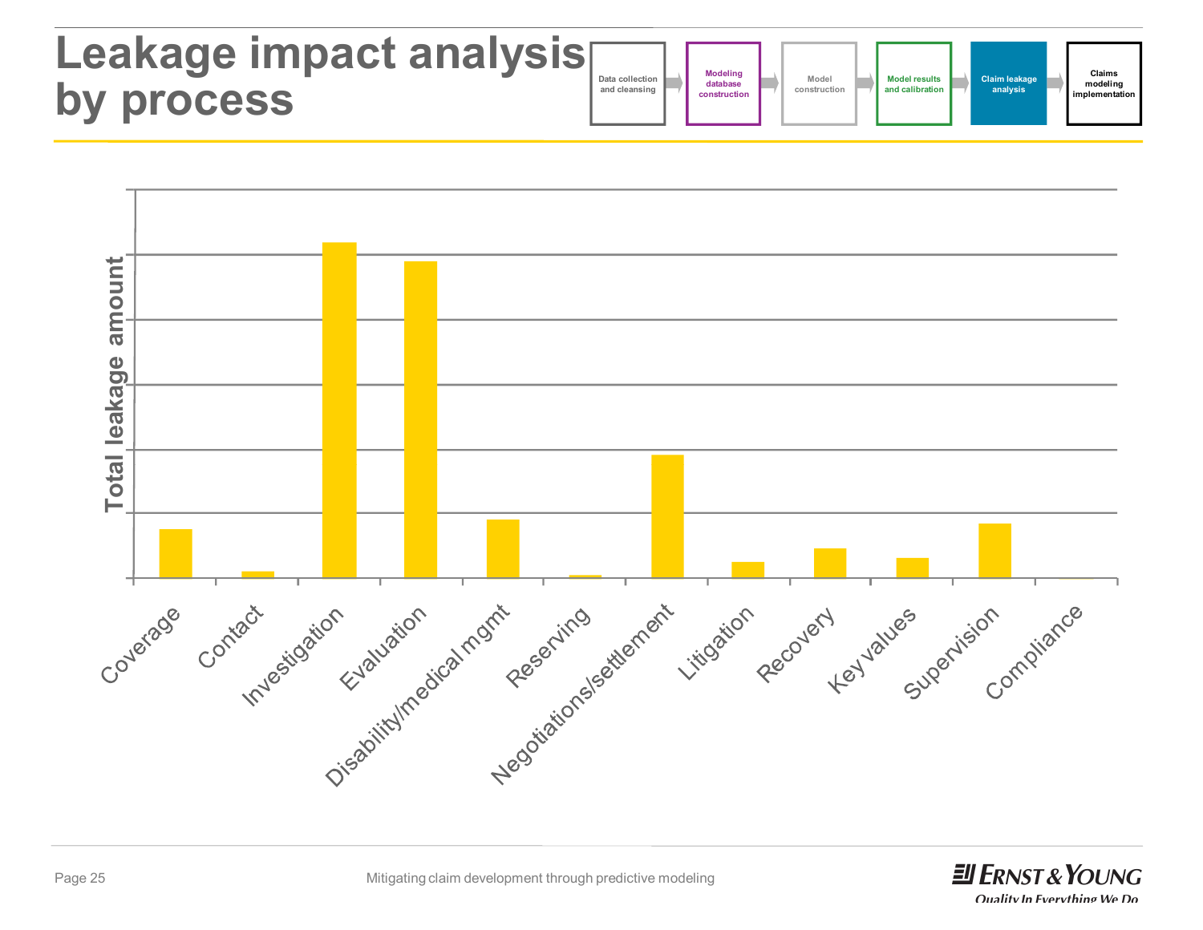# Leakage impact analysis by process

Data collection and cleansing → Modeling database construction → Model construction → Model results and calibration → **Claim leakage analysis** → Claims modeling implementation

Total leakage amount

Coverage, Contact, Investigation, Evaluation, Disability/medical mgmt, Reserving, Negotiations/settlement, Litigation, Recovery, Key values, Supervision, Compliance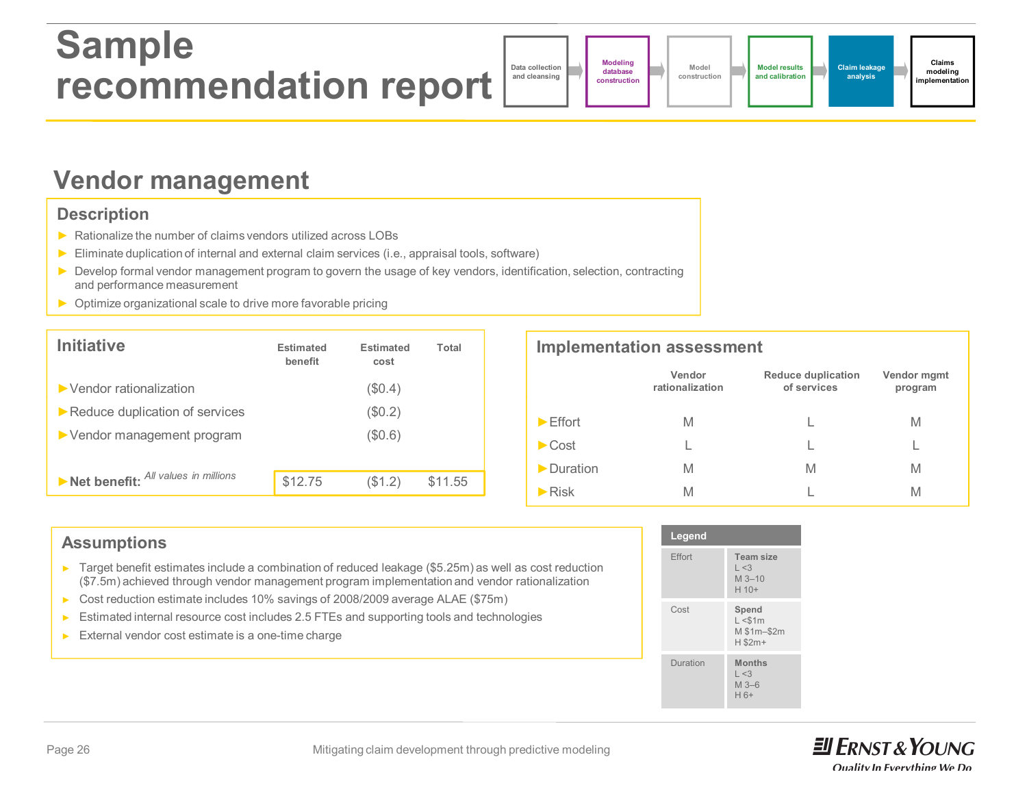# Sample recommendation report

Data collection and cleansing → Modeling database construction → Model construction → Model results and calibration → **Claim leakage analysis** → Claims modeling implementation

## Vendor management

### Description

- Rationalize the number of claims vendors utilized across LOBs
- Eliminate duplication of internal and external claim services (i.e., appraisal tools, software)
- Develop formal vendor management program to govern the usage of key vendors, identification, selection, contracting and performance measurement
- Optimize organizational scale to drive more favorable pricing

| Initiative | Estimated benefit | Estimated cost | Total |
|---|---|---|---|
| Vendor rationalization | | ($0.4) | |
| Reduce duplication of services | | ($0.2) | |
| Vendor management program | | ($0.6) | |
| **Net benefit:** *All values in millions* | $12.75 | ($1.2) | $11.55 |

### Implementation assessment

| | Vendor rationalization | Reduce duplication of services | Vendor mgmt program |
|---|---|---|---|
| Effort | M | L | M |
| Cost | L | L | L |
| Duration | M | M | M |
| Risk | M | L | M |

### Assumptions

- Target benefit estimates include a combination of reduced leakage ($5.25m) as well as cost reduction ($7.5m) achieved through vendor management program implementation and vendor rationalization
- Cost reduction estimate includes 10% savings of 2008/2009 average ALAE ($75m)
- Estimated internal resource cost includes 2.5 FTEs and supporting tools and technologies
- External vendor cost estimate is a one-time charge

| Legend | |
|---|---|
| Effort | **Team size**<br>L <3<br>M 3–10<br>H 10+ |
| Cost | **Spend**<br>L <$1m<br>M $1m–$2m<br>H $2m+ |
| Duration | **Months**<br>L <3<br>M 3–6<br>H 6+ |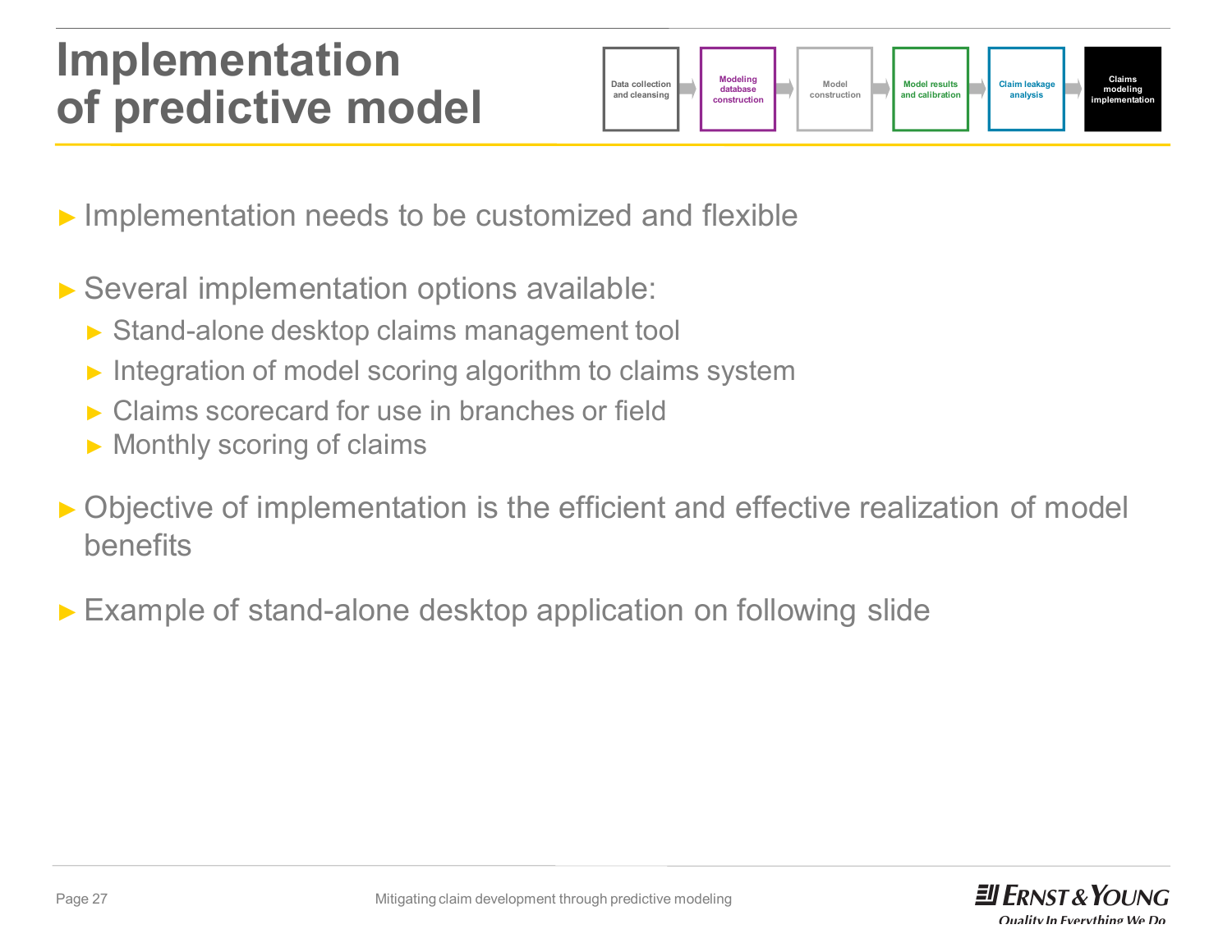# Implementation of predictive model

Data collection and cleansing → Modeling database construction → Model construction → Model results and calibration → Claim leakage analysis → Claims modeling implementation

- Implementation needs to be customized and flexible
- Several implementation options available:
  - Stand-alone desktop claims management tool
  - Integration of model scoring algorithm to claims system
  - Claims scorecard for use in branches or field
  - Monthly scoring of claims
- Objective of implementation is the efficient and effective realization of model benefits
- Example of stand-alone desktop application on following slide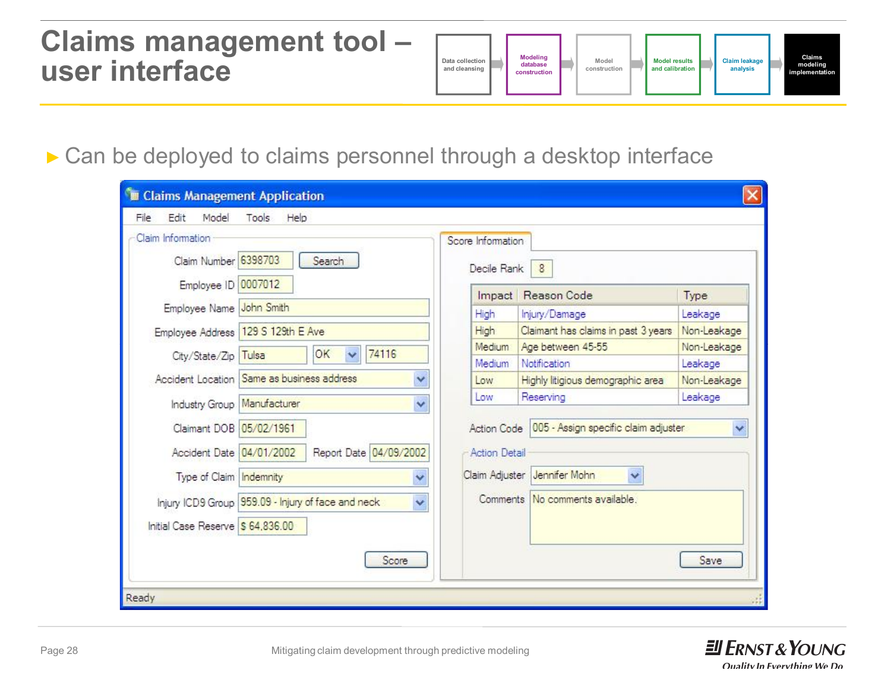# Claims management tool – user interface

Data collection and cleansing → Modeling database construction → Model construction → Model results and calibration → Claim leakage analysis → Claims modeling implementation

- Can be deployed to claims personnel through a desktop interface

**Claims Management Application**

File Edit Model Tools Help

**Claim Information**

Claim Number: 6398703 [Search]

Employee ID: 0007012

Employee Name: John Smith

Employee Address: 129 S 129th E Ave

City/State/Zip: Tulsa | OK | 74116

Accident Location: Same as business address

Industry Group: Manufacturer

Claimant DOB: 05/02/1961

Accident Date: 04/01/2002 Report Date: 04/09/2002

Type of Claim: Indemnity

Injury ICD9 Group: 959.09 - Injury of face and neck

Initial Case Reserve: $ 64,836.00

[Score]

**Score Information**

Decile Rank: 8

| Impact | Reason Code | Type |
|---|---|---|
| High | Injury/Damage | Leakage |
| High | Claimant has claims in past 3 years | Non-Leakage |
| Medium | Age between 45-55 | Non-Leakage |
| Medium | Notification | Leakage |
| Low | Highly litigious demographic area | Non-Leakage |
| Low | Reserving | Leakage |

Action Code: 005 - Assign specific claim adjuster

**Action Detail**

Claim Adjuster: Jennifer Mohn

Comments: No comments available.

[Save]

Ready

Mitigating claim development through predictive modeling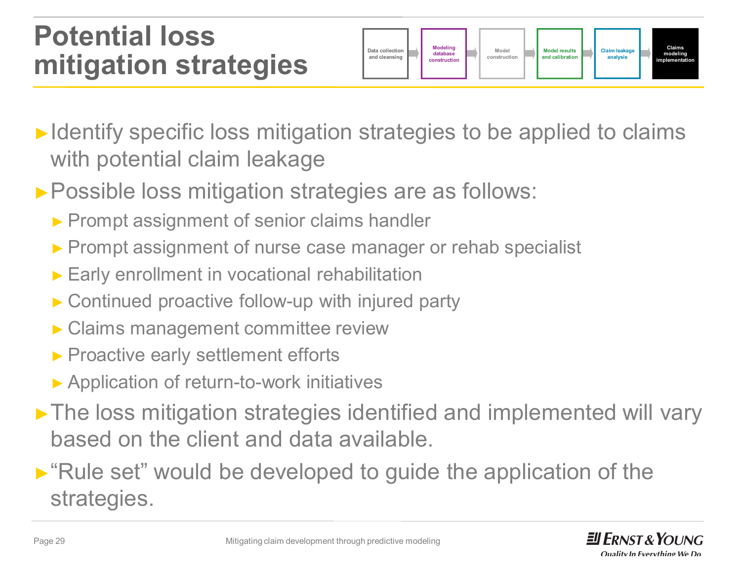# Potential loss mitigation strategies

Data collection and cleansing → Modeling database construction → Model construction → Model results and calibration → Claim leakage analysis → Claims modeling implementation

- Identify specific loss mitigation strategies to be applied to claims with potential claim leakage
- Possible loss mitigation strategies are as follows:
  - Prompt assignment of senior claims handler
  - Prompt assignment of nurse case manager or rehab specialist
  - Early enrollment in vocational rehabilitation
  - Continued proactive follow-up with injured party
  - Claims management committee review
  - Proactive early settlement efforts
  - Application of return-to-work initiatives
- The loss mitigation strategies identified and implemented will vary based on the client and data available.
- "Rule set" would be developed to guide the application of the strategies.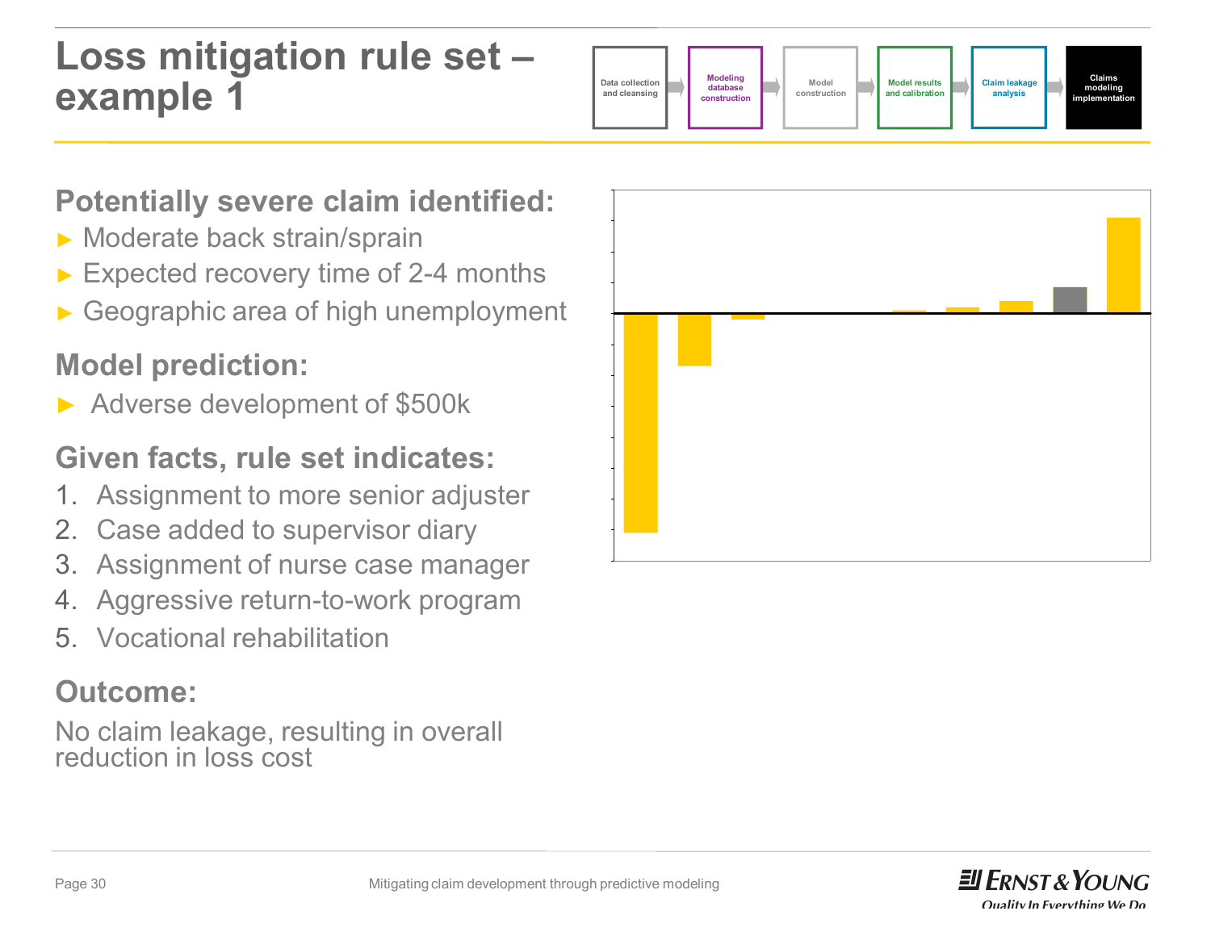# Loss mitigation rule set – example 1

Data collection and cleansing → Modeling database construction → Model construction → Model results and calibration → Claim leakage analysis → Claims modeling implementation

## Potentially severe claim identified:

- Moderate back strain/sprain
- Expected recovery time of 2-4 months
- Geographic area of high unemployment

## Model prediction:

- Adverse development of $500k

## Given facts, rule set indicates:

1. Assignment to more senior adjuster
2. Case added to supervisor diary
3. Assignment of nurse case manager
4. Aggressive return-to-work program
5. Vocational rehabilitation

## Outcome:

No claim leakage, resulting in overall reduction in loss cost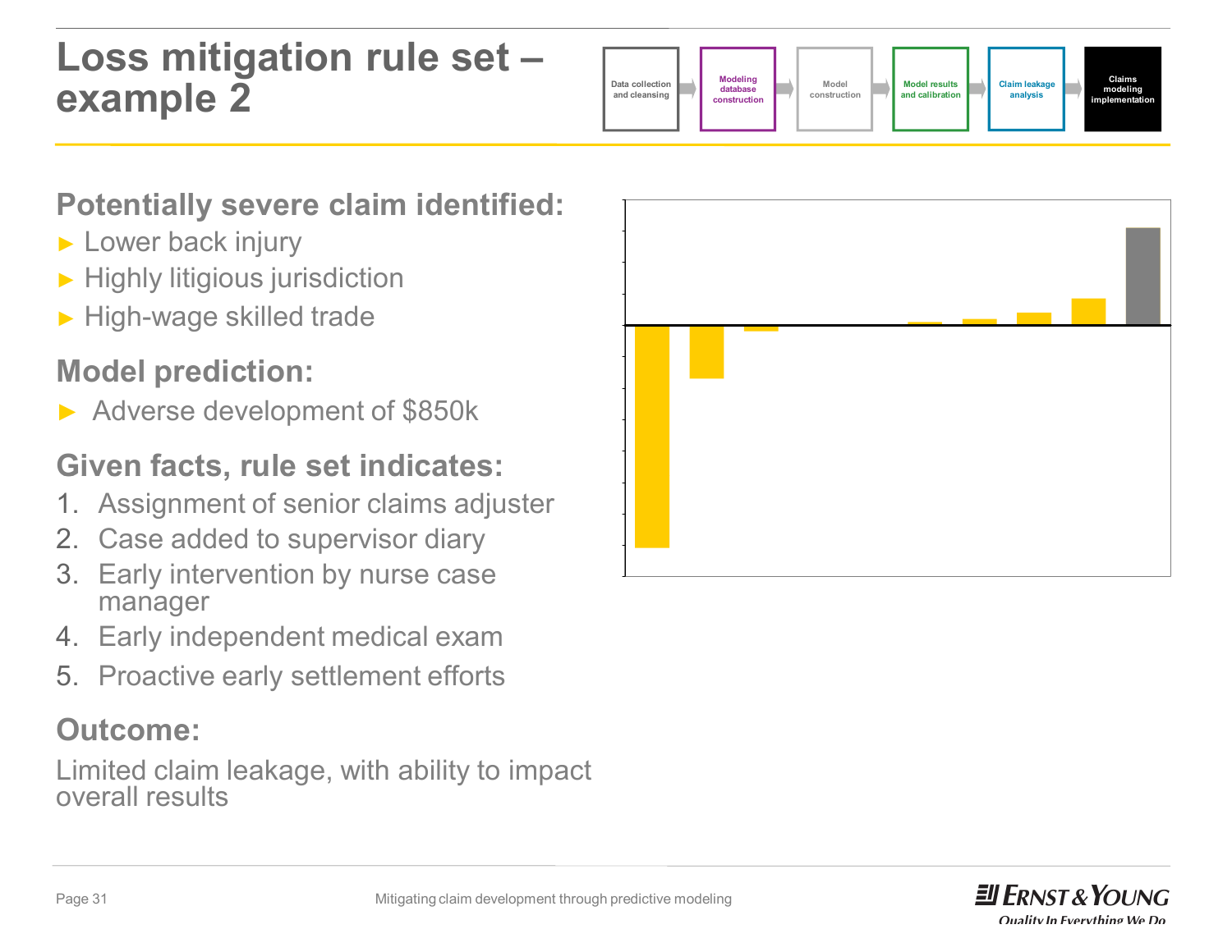# Loss mitigation rule set – example 2

Data collection and cleansing → Modeling database construction → Model construction → Model results and calibration → Claim leakage analysis → Claims modeling implementation

## Potentially severe claim identified:

- Lower back injury
- Highly litigious jurisdiction
- High-wage skilled trade

## Model prediction:

- Adverse development of $850k

## Given facts, rule set indicates:

1. Assignment of senior claims adjuster
2. Case added to supervisor diary
3. Early intervention by nurse case manager
4. Early independent medical exam
5. Proactive early settlement efforts

## Outcome:

Limited claim leakage, with ability to impact overall results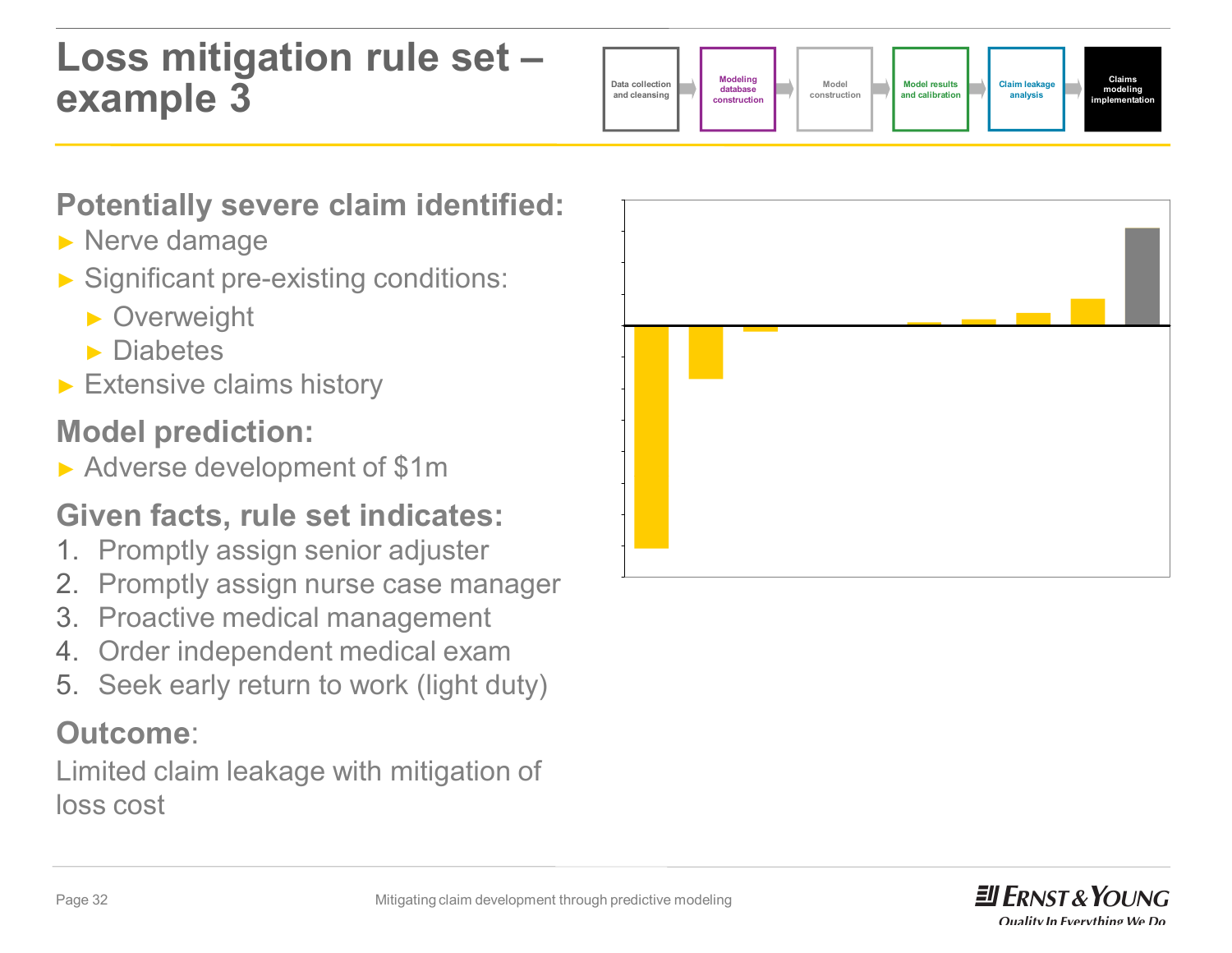# Loss mitigation rule set – example 3

Data collection and cleansing → Modeling database construction → Model construction → Model results and calibration → Claim leakage analysis → Claims modeling implementation

## Potentially severe claim identified:

- Nerve damage
- Significant pre-existing conditions:
  - Overweight
  - Diabetes
- Extensive claims history

## Model prediction:

- Adverse development of $1m

## Given facts, rule set indicates:

1. Promptly assign senior adjuster
2. Promptly assign nurse case manager
3. Proactive medical management
4. Order independent medical exam
5. Seek early return to work (light duty)

## Outcome:

Limited claim leakage with mitigation of loss cost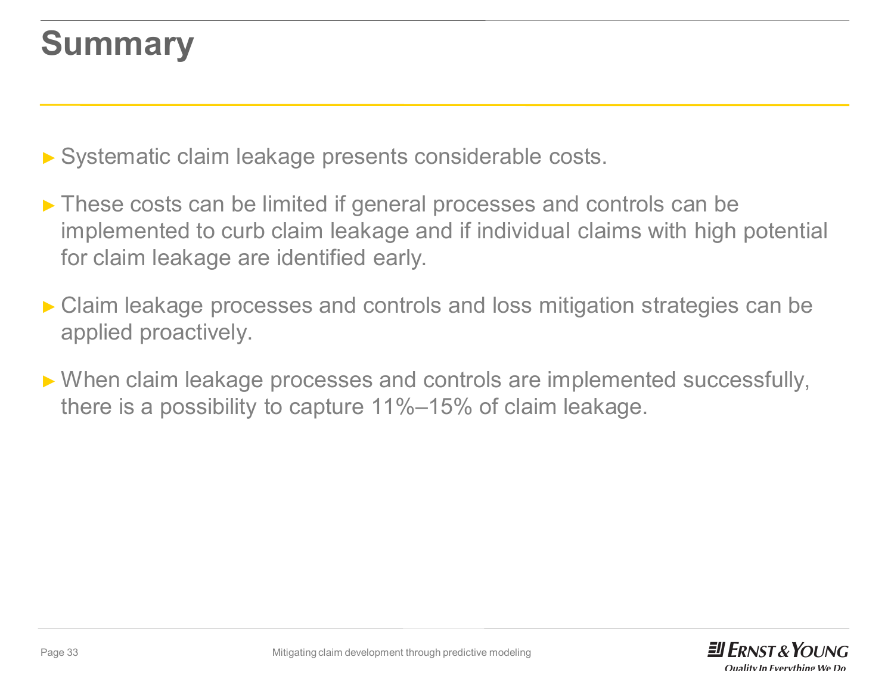# Summary

- Systematic claim leakage presents considerable costs.
- These costs can be limited if general processes and controls can be implemented to curb claim leakage and if individual claims with high potential for claim leakage are identified early.
- Claim leakage processes and controls and loss mitigation strategies can be applied proactively.
- When claim leakage processes and controls are implemented successfully, there is a possibility to capture 11%–15% of claim leakage.